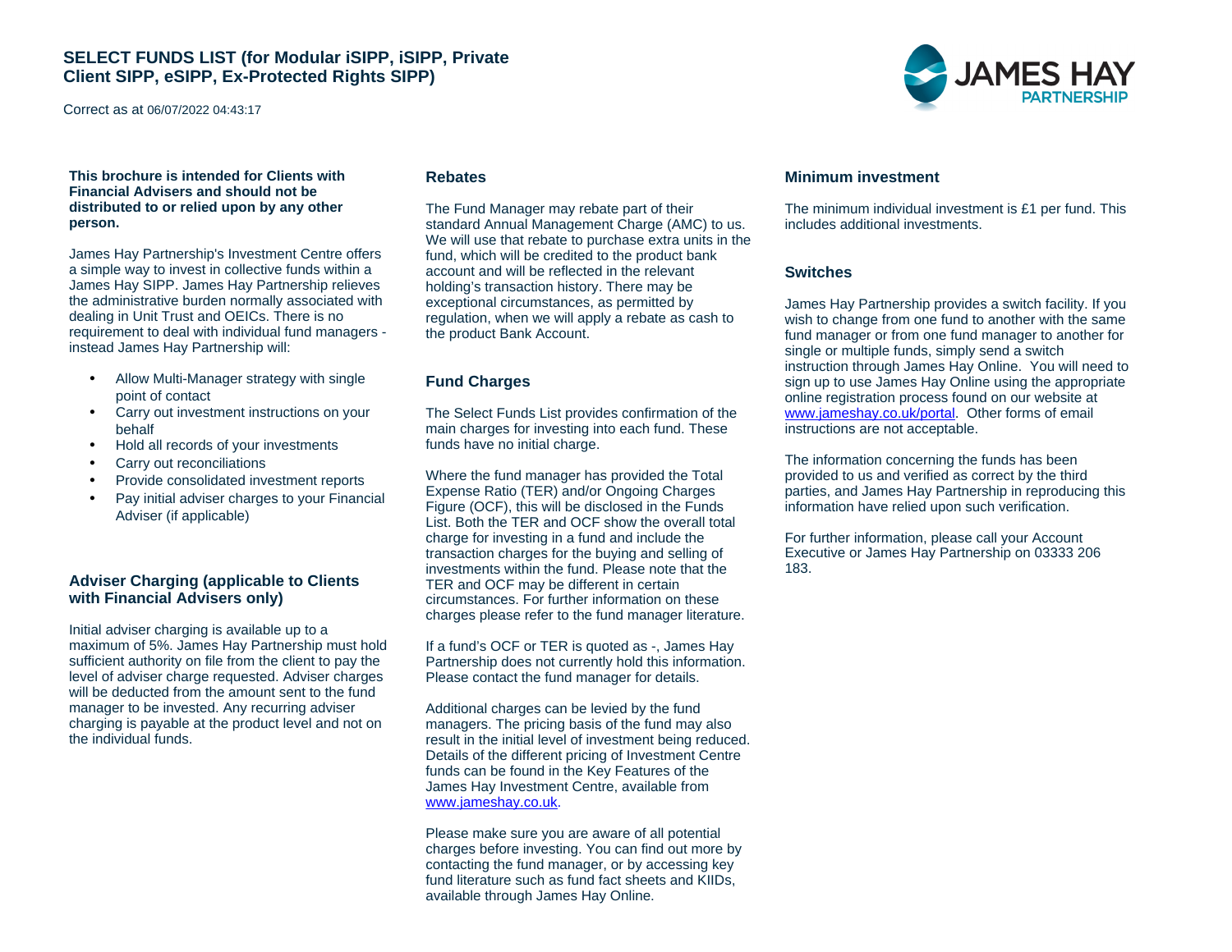# SELECT FUNDS LIST (for Modular iSIPP, iSIPP, Private Client SIPP, eSIPP, Ex-Protected Rights SIPP)

Correct as at 06/07/2022 04:43:17

**This brochure is intended for Clients with Financial Advisers and should not be distributed to or relied upon by any other person.**

James Hay Partnership's Investment Centre offers a simple way to invest in collective funds within a James Hay SIPP. James Hay Partnership relieves the administrative burden normally associated with dealing in Unit Trust and OEICs. There is no requirement to deal with individual fund managers - instead James Hay Partnership will:

- Allow Multi-Manager strategy with single point of contact
- Carry out investment instructions on your behalf
- Hold all records of your investments
- Carry out reconciliations
- Provide consolidated investment reports
- Pay initial adviser charges to your Financial Adviser (if applicable)

## Adviser Charging (applicable to Clients with Financial Advisers only)

Initial adviser charging is available up to a maximum of 5%. James Hay Partnership must hold sufficient authority on file from the client to pay the level of adviser charge requested. Adviser charges will be deducted from the amount sent to the fund manager to be invested. Any recurring adviser charging is payable at the product level and not on the individual funds.

## Rebates

The Fund Manager may rebate part of their standard Annual Management Charge (AMC) to us. We will use that rebate to purchase extra units in the fund, which will be credited to the product bank account and will be reflected in the relevant holding's transaction history. There may be exceptional circumstances, as permitted by regulation, when we will apply a rebate as cash to the product Bank Account.

## Fund Charges

The Select Funds List provides confirmation of the main charges for investing into each fund. These funds have no initial charge.

Where the fund manager has provided the Total Expense Ratio (TER) and/or Ongoing Charges Figure (OCF), this will be disclosed in the Funds List. Both the TER and OCF show the overall total charge for investing in a fund and include the transaction charges for the buying and selling of investments within the fund. Please note that the TER and OCF may be different in certain circumstances. For further information on these charges please refer to the fund manager literature.

If a fund's OCF or TER is quoted as -, James Hay Partnership does not currently hold this information. Please contact the fund manager for details.

Additional charges can be levied by the fund managers. The pricing basis of the fund may also result in the initial level of investment being reduced. Details of the different pricing of Investment Centre funds can be found in the Key Features of the James Hay Investment Centre, available from www.jameshay.co.uk.

Please make sure you are aware of all potential charges before investing. You can find out more by contacting the fund manager, or by accessing key fund literature such as fund fact sheets and KIIDs, available through James Hay Online.

## Minimum investment

The minimum individual investment is £1 per fund. This includes additional investments.

## Switches

James Hay Partnership provides a switch facility. If you wish to change from one fund to another with the same fund manager or from one fund manager to another for single or multiple funds, simply send a switch instruction through James Hay Online. You will need to sign up to use James Hay Online using the appropriate online registration process found on our website at www.jameshay.co.uk/portal. Other forms of email instructions are not acceptable.

The information concerning the funds has been provided to us and verified as correct by the third parties, and James Hay Partnership in reproducing this information have relied upon such verification.

For further information, please call your Account Executive or James Hay Partnership on 03333 206 183.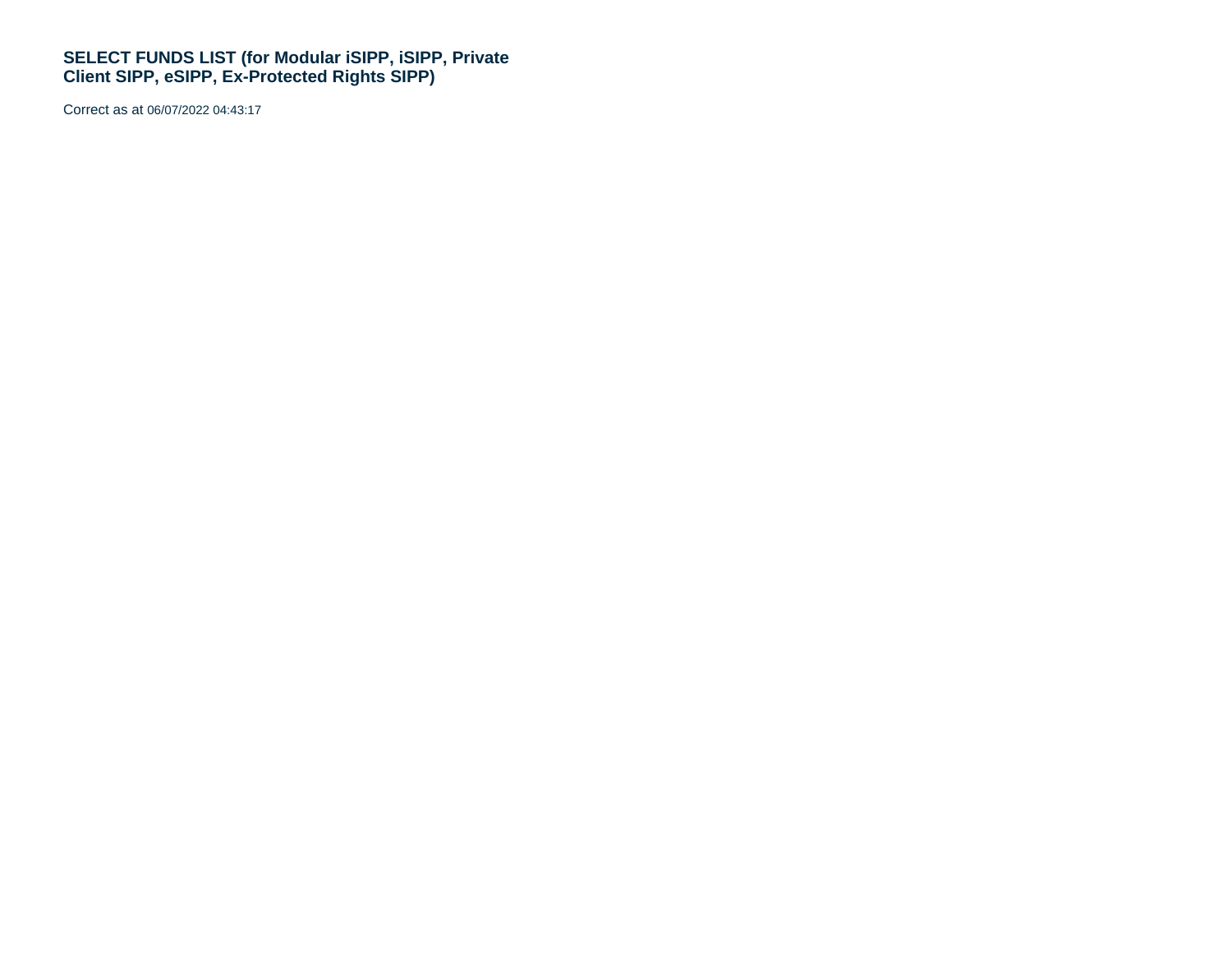## SELECT FUNDS LIST (for Modular iSIPP, iSIPP, Private Client SIPP, eSIPP, Ex-Protected Rights SIPP)

Correct as at 06/07/2022 04:43:17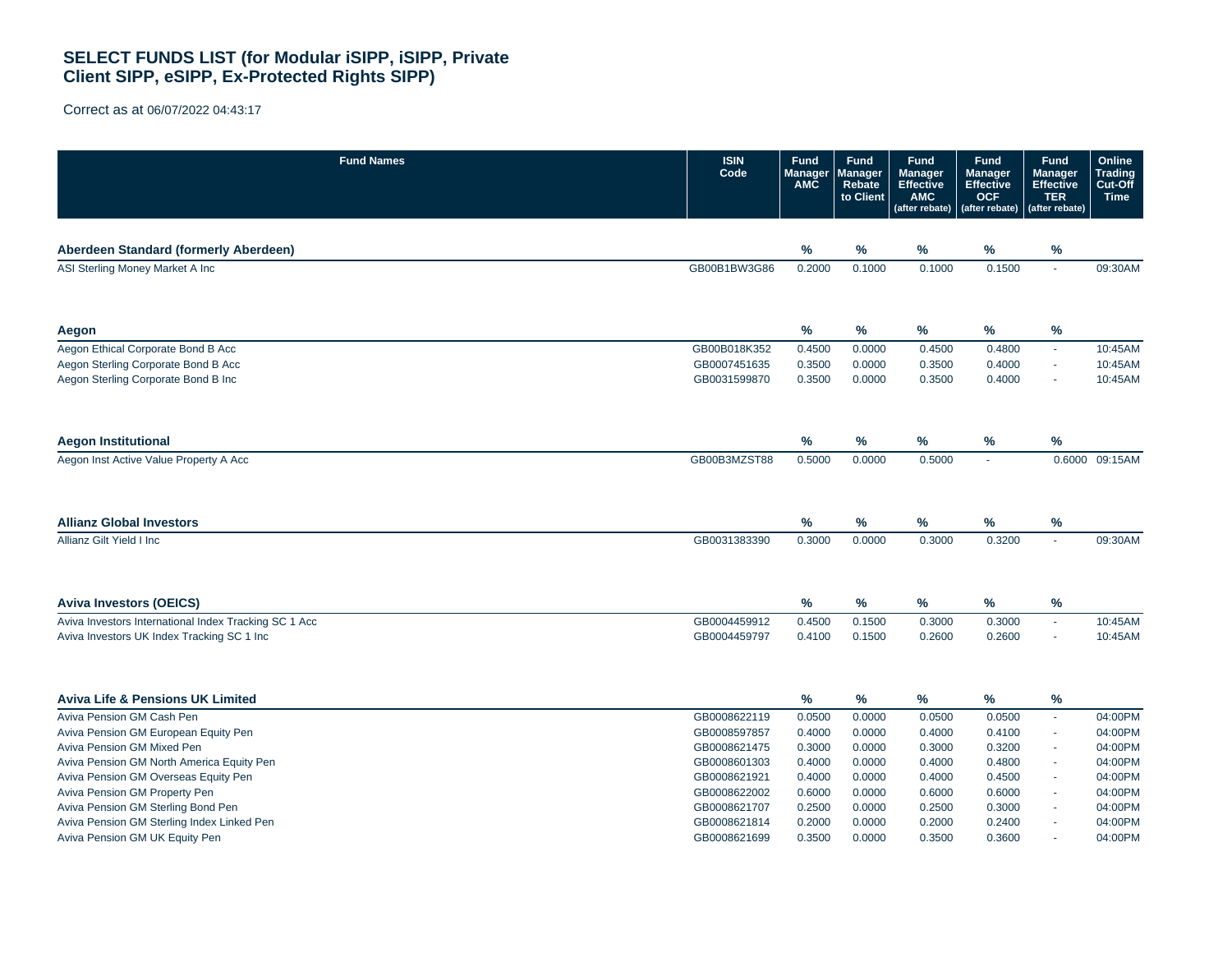# SELECT FUNDS LIST (for Modular iSIPP, iSIPP, Private Client SIPP, eSIPP, Ex-Protected Rights SIPP)

Correct as at 06/07/2022 04:43:17

| Fund Names | ISIN Code | Fund Manager AMC | Fund Manager Rebate to Client | Fund Manager Effective AMC (after rebate) | Fund Manager Effective OCF (after rebate) | Fund Manager Effective TER (after rebate) | Online Trading Cut-Off Time |
|---|---|---|---|---|---|---|---|
| **Aberdeen Standard (formerly Aberdeen)** | | % | % | % | % | % | |
| ASI Sterling Money Market A Inc | GB00B1BW3G86 | 0.2000 | 0.1000 | 0.1000 | 0.1500 | - | 09:30AM |
| **Aegon** | | % | % | % | % | % | |
| Aegon Ethical Corporate Bond B Acc | GB00B018K352 | 0.4500 | 0.0000 | 0.4500 | 0.4800 | - | 10:45AM |
| Aegon Sterling Corporate Bond B Acc | GB0007451635 | 0.3500 | 0.0000 | 0.3500 | 0.4000 | - | 10:45AM |
| Aegon Sterling Corporate Bond B Inc | GB0031599870 | 0.3500 | 0.0000 | 0.3500 | 0.4000 | - | 10:45AM |
| **Aegon Institutional** | | % | % | % | % | % | |
| Aegon Inst Active Value Property A Acc | GB00B3MZST88 | 0.5000 | 0.0000 | 0.5000 | - | 0.6000 | 09:15AM |
| **Allianz Global Investors** | | % | % | % | % | % | |
| Allianz Gilt Yield I Inc | GB0031383390 | 0.3000 | 0.0000 | 0.3000 | 0.3200 | - | 09:30AM |
| **Aviva Investors (OEICS)** | | % | % | % | % | % | |
| Aviva Investors International Index Tracking SC 1 Acc | GB0004459912 | 0.4500 | 0.1500 | 0.3000 | 0.3000 | - | 10:45AM |
| Aviva Investors UK Index Tracking SC 1 Inc | GB0004459797 | 0.4100 | 0.1500 | 0.2600 | 0.2600 | - | 10:45AM |
| **Aviva Life & Pensions UK Limited** | | % | % | % | % | % | |
| Aviva Pension GM Cash Pen | GB0008622119 | 0.0500 | 0.0000 | 0.0500 | 0.0500 | - | 04:00PM |
| Aviva Pension GM European Equity Pen | GB0008597857 | 0.4000 | 0.0000 | 0.4000 | 0.4100 | - | 04:00PM |
| Aviva Pension GM Mixed Pen | GB0008621475 | 0.3000 | 0.0000 | 0.3000 | 0.3200 | - | 04:00PM |
| Aviva Pension GM North America Equity Pen | GB0008601303 | 0.4000 | 0.0000 | 0.4000 | 0.4800 | - | 04:00PM |
| Aviva Pension GM Overseas Equity Pen | GB0008621921 | 0.4000 | 0.0000 | 0.4000 | 0.4500 | - | 04:00PM |
| Aviva Pension GM Property Pen | GB0008622002 | 0.6000 | 0.0000 | 0.6000 | 0.6000 | - | 04:00PM |
| Aviva Pension GM Sterling Bond Pen | GB0008621707 | 0.2500 | 0.0000 | 0.2500 | 0.3000 | - | 04:00PM |
| Aviva Pension GM Sterling Index Linked Pen | GB0008621814 | 0.2000 | 0.0000 | 0.2000 | 0.2400 | - | 04:00PM |
| Aviva Pension GM UK Equity Pen | GB0008621699 | 0.3500 | 0.0000 | 0.3500 | 0.3600 | - | 04:00PM |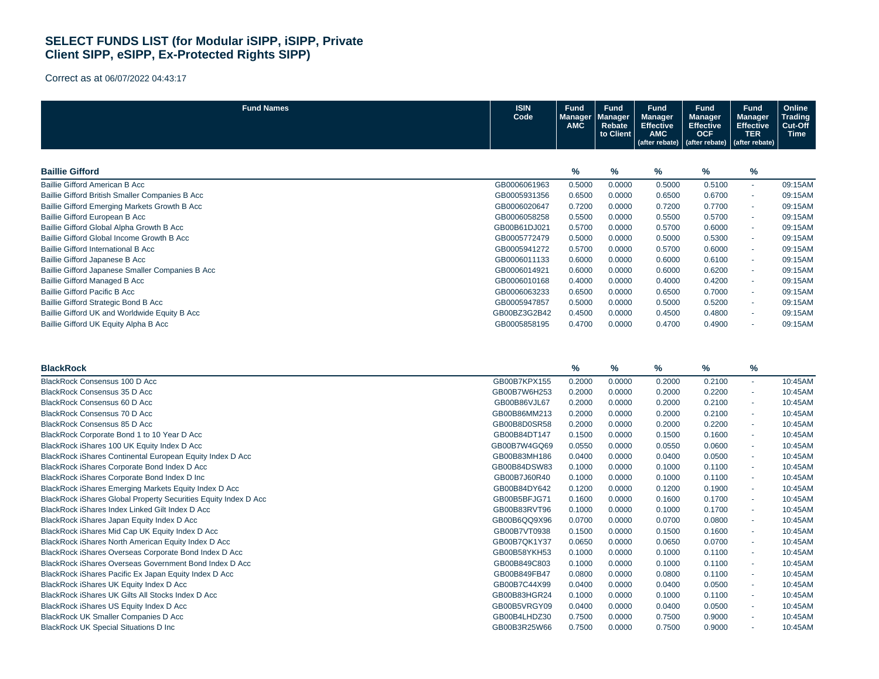# SELECT FUNDS LIST (for Modular iSIPP, iSIPP, Private Client SIPP, eSIPP, Ex-Protected Rights SIPP)

Correct as at 06/07/2022 04:43:17

| Fund Names | ISIN Code | Fund Manager AMC | Fund Manager Rebate to Client | Fund Manager Effective AMC (after rebate) | Fund Manager Effective OCF (after rebate) | Fund Manager Effective TER (after rebate) | Online Trading Cut-Off Time |
|---|---|---|---|---|---|---|---|
| **Baillie Gifford** | | **%** | **%** | **%** | **%** | **%** | |
| Baillie Gifford American B Acc | GB0006061963 | 0.5000 | 0.0000 | 0.5000 | 0.5100 | - | 09:15AM |
| Baillie Gifford British Smaller Companies B Acc | GB0005931356 | 0.6500 | 0.0000 | 0.6500 | 0.6700 | - | 09:15AM |
| Baillie Gifford Emerging Markets Growth B Acc | GB0006020647 | 0.7200 | 0.0000 | 0.7200 | 0.7700 | - | 09:15AM |
| Baillie Gifford European B Acc | GB0006058258 | 0.5500 | 0.0000 | 0.5500 | 0.5700 | - | 09:15AM |
| Baillie Gifford Global Alpha Growth B Acc | GB00B61DJ021 | 0.5700 | 0.0000 | 0.5700 | 0.6000 | - | 09:15AM |
| Baillie Gifford Global Income Growth B Acc | GB0005772479 | 0.5000 | 0.0000 | 0.5000 | 0.5300 | - | 09:15AM |
| Baillie Gifford International B Acc | GB0005941272 | 0.5700 | 0.0000 | 0.5700 | 0.6000 | - | 09:15AM |
| Baillie Gifford Japanese B Acc | GB0006011133 | 0.6000 | 0.0000 | 0.6000 | 0.6100 | - | 09:15AM |
| Baillie Gifford Japanese Smaller Companies B Acc | GB0006014921 | 0.6000 | 0.0000 | 0.6000 | 0.6200 | - | 09:15AM |
| Baillie Gifford Managed B Acc | GB0006010168 | 0.4000 | 0.0000 | 0.4000 | 0.4200 | - | 09:15AM |
| Baillie Gifford Pacific B Acc | GB0006063233 | 0.6500 | 0.0000 | 0.6500 | 0.7000 | - | 09:15AM |
| Baillie Gifford Strategic Bond B Acc | GB0005947857 | 0.5000 | 0.0000 | 0.5000 | 0.5200 | - | 09:15AM |
| Baillie Gifford UK and Worldwide Equity B Acc | GB00BZ3G2B42 | 0.4500 | 0.0000 | 0.4500 | 0.4800 | - | 09:15AM |
| Baillie Gifford UK Equity Alpha B Acc | GB0005858195 | 0.4700 | 0.0000 | 0.4700 | 0.4900 | - | 09:15AM |
| **BlackRock** | | **%** | **%** | **%** | **%** | **%** | |
| BlackRock Consensus 100 D Acc | GB00B7KPX155 | 0.2000 | 0.0000 | 0.2000 | 0.2100 | - | 10:45AM |
| BlackRock Consensus 35 D Acc | GB00B7W6H253 | 0.2000 | 0.0000 | 0.2000 | 0.2200 | - | 10:45AM |
| BlackRock Consensus 60 D Acc | GB00B86VJL67 | 0.2000 | 0.0000 | 0.2000 | 0.2100 | - | 10:45AM |
| BlackRock Consensus 70 D Acc | GB00B86MM213 | 0.2000 | 0.0000 | 0.2000 | 0.2100 | - | 10:45AM |
| BlackRock Consensus 85 D Acc | GB00B8D0SR58 | 0.2000 | 0.0000 | 0.2000 | 0.2200 | - | 10:45AM |
| BlackRock Corporate Bond 1 to 10 Year D Acc | GB00B84DT147 | 0.1500 | 0.0000 | 0.1500 | 0.1600 | - | 10:45AM |
| BlackRock iShares 100 UK Equity Index D Acc | GB00B7W4GQ69 | 0.0550 | 0.0000 | 0.0550 | 0.0600 | - | 10:45AM |
| BlackRock iShares Continental European Equity Index D Acc | GB00B83MH186 | 0.0400 | 0.0000 | 0.0400 | 0.0500 | - | 10:45AM |
| BlackRock iShares Corporate Bond Index D Acc | GB00B84DSW83 | 0.1000 | 0.0000 | 0.1000 | 0.1100 | - | 10:45AM |
| BlackRock iShares Corporate Bond Index D Inc | GB00B7J60R40 | 0.1000 | 0.0000 | 0.1000 | 0.1100 | - | 10:45AM |
| BlackRock iShares Emerging Markets Equity Index D Acc | GB00B84DY642 | 0.1200 | 0.0000 | 0.1200 | 0.1900 | - | 10:45AM |
| BlackRock iShares Global Property Securities Equity Index D Acc | GB00B5BFJG71 | 0.1600 | 0.0000 | 0.1600 | 0.1700 | - | 10:45AM |
| BlackRock iShares Index Linked Gilt Index D Acc | GB00B83RVT96 | 0.1000 | 0.0000 | 0.1000 | 0.1700 | - | 10:45AM |
| BlackRock iShares Japan Equity Index D Acc | GB00B6QQ9X96 | 0.0700 | 0.0000 | 0.0700 | 0.0800 | - | 10:45AM |
| BlackRock iShares Mid Cap UK Equity Index D Acc | GB00B7VT0938 | 0.1500 | 0.0000 | 0.1500 | 0.1600 | - | 10:45AM |
| BlackRock iShares North American Equity Index D Acc | GB00B7QK1Y37 | 0.0650 | 0.0000 | 0.0650 | 0.0700 | - | 10:45AM |
| BlackRock iShares Overseas Corporate Bond Index D Acc | GB00B58YKH53 | 0.1000 | 0.0000 | 0.1000 | 0.1100 | - | 10:45AM |
| BlackRock iShares Overseas Government Bond Index D Acc | GB00B849C803 | 0.1000 | 0.0000 | 0.1000 | 0.1100 | - | 10:45AM |
| BlackRock iShares Pacific Ex Japan Equity Index D Acc | GB00B849FB47 | 0.0800 | 0.0000 | 0.0800 | 0.1100 | - | 10:45AM |
| BlackRock iShares UK Equity Index D Acc | GB00B7C44X99 | 0.0400 | 0.0000 | 0.0400 | 0.0500 | - | 10:45AM |
| BlackRock iShares UK Gilts All Stocks Index D Acc | GB00B83HGR24 | 0.1000 | 0.0000 | 0.1000 | 0.1100 | - | 10:45AM |
| BlackRock iShares US Equity Index D Acc | GB00B5VRGY09 | 0.0400 | 0.0000 | 0.0400 | 0.0500 | - | 10:45AM |
| BlackRock UK Smaller Companies D Acc | GB00B4LHDZ30 | 0.7500 | 0.0000 | 0.7500 | 0.9000 | - | 10:45AM |
| BlackRock UK Special Situations D Inc | GB00B3R25W66 | 0.7500 | 0.0000 | 0.7500 | 0.9000 | - | 10:45AM |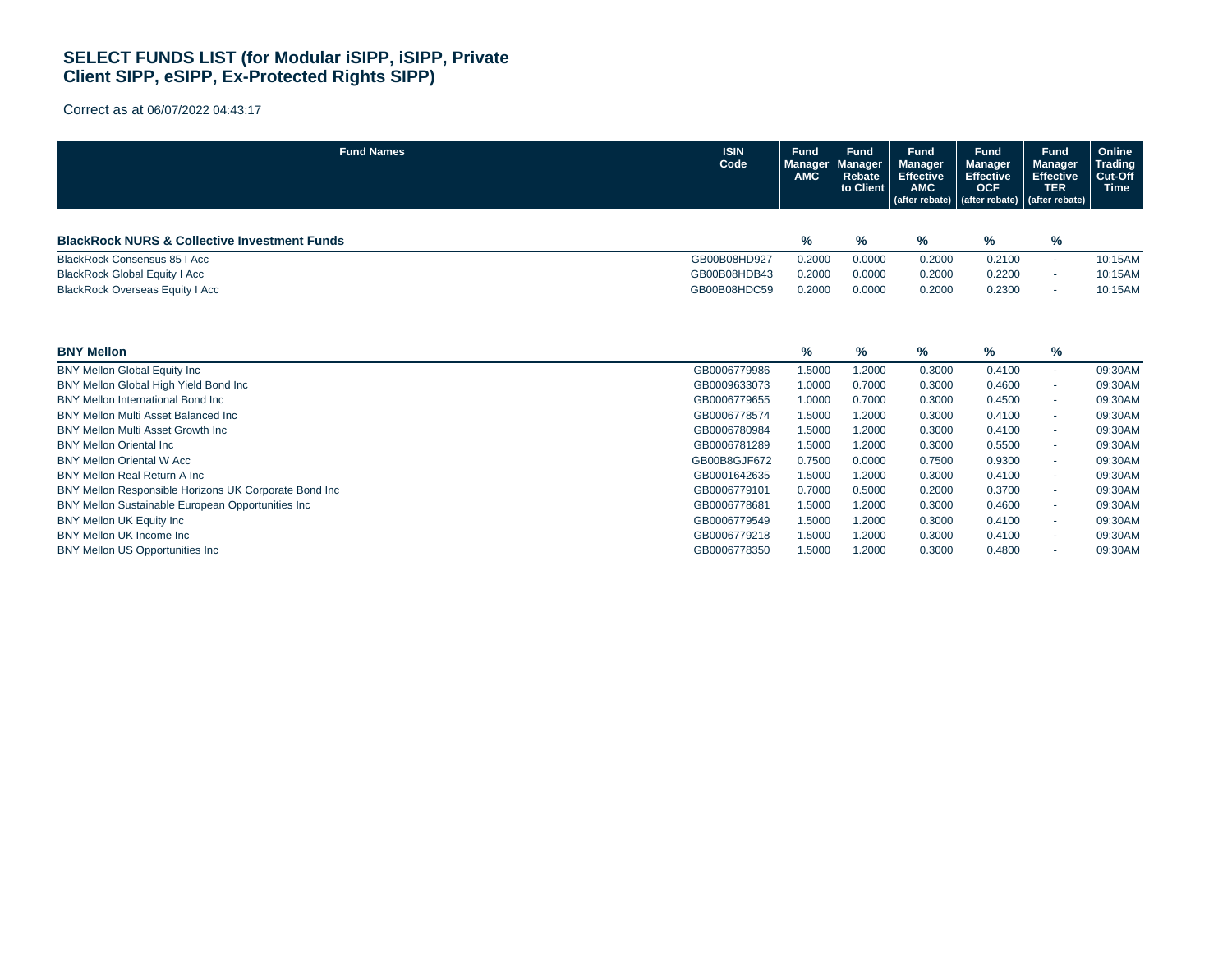# SELECT FUNDS LIST (for Modular iSIPP, iSIPP, Private Client SIPP, eSIPP, Ex-Protected Rights SIPP)

Correct as at 06/07/2022 04:43:17

| Fund Names | ISIN Code | Fund Manager AMC | Fund Manager Rebate to Client | Fund Manager Effective AMC (after rebate) | Fund Manager Effective OCF (after rebate) | Fund Manager Effective TER (after rebate) | Online Trading Cut-Off Time |
|---|---|---|---|---|---|---|---|
| **BlackRock NURS & Collective Investment Funds** | | % | % | % | % | % | |
| BlackRock Consensus 85 I Acc | GB00B08HD927 | 0.2000 | 0.0000 | 0.2000 | 0.2100 | - | 10:15AM |
| BlackRock Global Equity I Acc | GB00B08HDB43 | 0.2000 | 0.0000 | 0.2000 | 0.2200 | - | 10:15AM |
| BlackRock Overseas Equity I Acc | GB00B08HDC59 | 0.2000 | 0.0000 | 0.2000 | 0.2300 | - | 10:15AM |
| **BNY Mellon** | | % | % | % | % | % | |
| BNY Mellon Global Equity Inc | GB0006779986 | 1.5000 | 1.2000 | 0.3000 | 0.4100 | - | 09:30AM |
| BNY Mellon Global High Yield Bond Inc | GB0009633073 | 1.0000 | 0.7000 | 0.3000 | 0.4600 | - | 09:30AM |
| BNY Mellon International Bond Inc | GB0006779655 | 1.0000 | 0.7000 | 0.3000 | 0.4500 | - | 09:30AM |
| BNY Mellon Multi Asset Balanced Inc | GB0006778574 | 1.5000 | 1.2000 | 0.3000 | 0.4100 | - | 09:30AM |
| BNY Mellon Multi Asset Growth Inc | GB0006780984 | 1.5000 | 1.2000 | 0.3000 | 0.4100 | - | 09:30AM |
| BNY Mellon Oriental Inc | GB0006781289 | 1.5000 | 1.2000 | 0.3000 | 0.5500 | - | 09:30AM |
| BNY Mellon Oriental W Acc | GB00B8GJF672 | 0.7500 | 0.0000 | 0.7500 | 0.9300 | - | 09:30AM |
| BNY Mellon Real Return A Inc | GB0001642635 | 1.5000 | 1.2000 | 0.3000 | 0.4100 | - | 09:30AM |
| BNY Mellon Responsible Horizons UK Corporate Bond Inc | GB0006779101 | 0.7000 | 0.5000 | 0.2000 | 0.3700 | - | 09:30AM |
| BNY Mellon Sustainable European Opportunities Inc | GB0006778681 | 1.5000 | 1.2000 | 0.3000 | 0.4600 | - | 09:30AM |
| BNY Mellon UK Equity Inc | GB0006779549 | 1.5000 | 1.2000 | 0.3000 | 0.4100 | - | 09:30AM |
| BNY Mellon UK Income Inc | GB0006779218 | 1.5000 | 1.2000 | 0.3000 | 0.4100 | - | 09:30AM |
| BNY Mellon US Opportunities Inc | GB0006778350 | 1.5000 | 1.2000 | 0.3000 | 0.4800 | - | 09:30AM |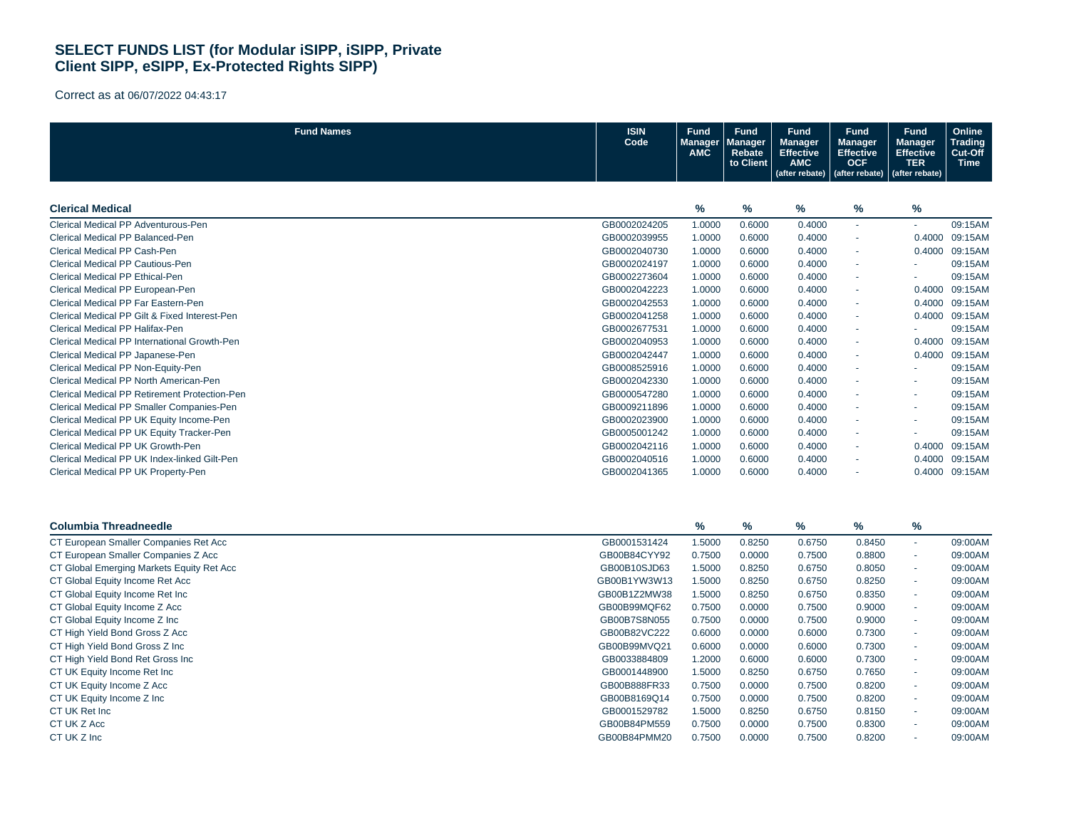## SELECT FUNDS LIST (for Modular iSIPP, iSIPP, Private Client SIPP, eSIPP, Ex-Protected Rights SIPP)

Correct as at 06/07/2022 04:43:17

| Fund Names | ISIN Code | Fund Manager AMC | Fund Manager Rebate to Client | Fund Manager Effective AMC (after rebate) | Fund Manager Effective OCF (after rebate) | Fund Manager Effective TER (after rebate) | Online Trading Cut-Off Time |
|---|---|---|---|---|---|---|---|
| **Clerical Medical** | | % | % | % | % | % | |
| Clerical Medical PP Adventurous-Pen | GB0002024205 | 1.0000 | 0.6000 | 0.4000 | - | - | 09:15AM |
| Clerical Medical PP Balanced-Pen | GB0002039955 | 1.0000 | 0.6000 | 0.4000 | - | 0.4000 | 09:15AM |
| Clerical Medical PP Cash-Pen | GB0002040730 | 1.0000 | 0.6000 | 0.4000 | - | 0.4000 | 09:15AM |
| Clerical Medical PP Cautious-Pen | GB0002024197 | 1.0000 | 0.6000 | 0.4000 | - | - | 09:15AM |
| Clerical Medical PP Ethical-Pen | GB0002273604 | 1.0000 | 0.6000 | 0.4000 | - | - | 09:15AM |
| Clerical Medical PP European-Pen | GB0002042223 | 1.0000 | 0.6000 | 0.4000 | - | 0.4000 | 09:15AM |
| Clerical Medical PP Far Eastern-Pen | GB0002042553 | 1.0000 | 0.6000 | 0.4000 | - | 0.4000 | 09:15AM |
| Clerical Medical PP Gilt & Fixed Interest-Pen | GB0002041258 | 1.0000 | 0.6000 | 0.4000 | - | 0.4000 | 09:15AM |
| Clerical Medical PP Halifax-Pen | GB0002677531 | 1.0000 | 0.6000 | 0.4000 | - | - | 09:15AM |
| Clerical Medical PP International Growth-Pen | GB0002040953 | 1.0000 | 0.6000 | 0.4000 | - | 0.4000 | 09:15AM |
| Clerical Medical PP Japanese-Pen | GB0002042447 | 1.0000 | 0.6000 | 0.4000 | - | 0.4000 | 09:15AM |
| Clerical Medical PP Non-Equity-Pen | GB0008525916 | 1.0000 | 0.6000 | 0.4000 | - | - | 09:15AM |
| Clerical Medical PP North American-Pen | GB0002042330 | 1.0000 | 0.6000 | 0.4000 | - | - | 09:15AM |
| Clerical Medical PP Retirement Protection-Pen | GB0000547280 | 1.0000 | 0.6000 | 0.4000 | - | - | 09:15AM |
| Clerical Medical PP Smaller Companies-Pen | GB0009211896 | 1.0000 | 0.6000 | 0.4000 | - | - | 09:15AM |
| Clerical Medical PP UK Equity Income-Pen | GB0002023900 | 1.0000 | 0.6000 | 0.4000 | - | - | 09:15AM |
| Clerical Medical PP UK Equity Tracker-Pen | GB0005001242 | 1.0000 | 0.6000 | 0.4000 | - | - | 09:15AM |
| Clerical Medical PP UK Growth-Pen | GB0002042116 | 1.0000 | 0.6000 | 0.4000 | - | 0.4000 | 09:15AM |
| Clerical Medical PP UK Index-linked Gilt-Pen | GB0002040516 | 1.0000 | 0.6000 | 0.4000 | - | 0.4000 | 09:15AM |
| Clerical Medical PP UK Property-Pen | GB0002041365 | 1.0000 | 0.6000 | 0.4000 | - | 0.4000 | 09:15AM |
| **Columbia Threadneedle** | | % | % | % | % | % | |
| CT European Smaller Companies Ret Acc | GB0001531424 | 1.5000 | 0.8250 | 0.6750 | 0.8450 | - | 09:00AM |
| CT European Smaller Companies Z Acc | GB00B84CYY92 | 0.7500 | 0.0000 | 0.7500 | 0.8800 | - | 09:00AM |
| CT Global Emerging Markets Equity Ret Acc | GB00B10SJD63 | 1.5000 | 0.8250 | 0.6750 | 0.8050 | - | 09:00AM |
| CT Global Equity Income Ret Acc | GB00B1YW3W13 | 1.5000 | 0.8250 | 0.6750 | 0.8250 | - | 09:00AM |
| CT Global Equity Income Ret Inc | GB00B1Z2MW38 | 1.5000 | 0.8250 | 0.6750 | 0.8350 | - | 09:00AM |
| CT Global Equity Income Z Acc | GB00B99MQF62 | 0.7500 | 0.0000 | 0.7500 | 0.9000 | - | 09:00AM |
| CT Global Equity Income Z Inc | GB00B7S8N055 | 0.7500 | 0.0000 | 0.7500 | 0.9000 | - | 09:00AM |
| CT High Yield Bond Gross Z Acc | GB00B82VC222 | 0.6000 | 0.0000 | 0.6000 | 0.7300 | - | 09:00AM |
| CT High Yield Bond Gross Z Inc | GB00B99MVQ21 | 0.6000 | 0.0000 | 0.6000 | 0.7300 | - | 09:00AM |
| CT High Yield Bond Ret Gross Inc | GB0033884809 | 1.2000 | 0.6000 | 0.6000 | 0.7300 | - | 09:00AM |
| CT UK Equity Income Ret Inc | GB0001448900 | 1.5000 | 0.8250 | 0.6750 | 0.7650 | - | 09:00AM |
| CT UK Equity Income Z Acc | GB00B888FR33 | 0.7500 | 0.0000 | 0.7500 | 0.8200 | - | 09:00AM |
| CT UK Equity Income Z Inc | GB00B8169Q14 | 0.7500 | 0.0000 | 0.7500 | 0.8200 | - | 09:00AM |
| CT UK Ret Inc | GB0001529782 | 1.5000 | 0.8250 | 0.6750 | 0.8150 | - | 09:00AM |
| CT UK Z Acc | GB00B84PM559 | 0.7500 | 0.0000 | 0.7500 | 0.8300 | - | 09:00AM |
| CT UK Z Inc | GB00B84PMM20 | 0.7500 | 0.0000 | 0.7500 | 0.8200 | - | 09:00AM |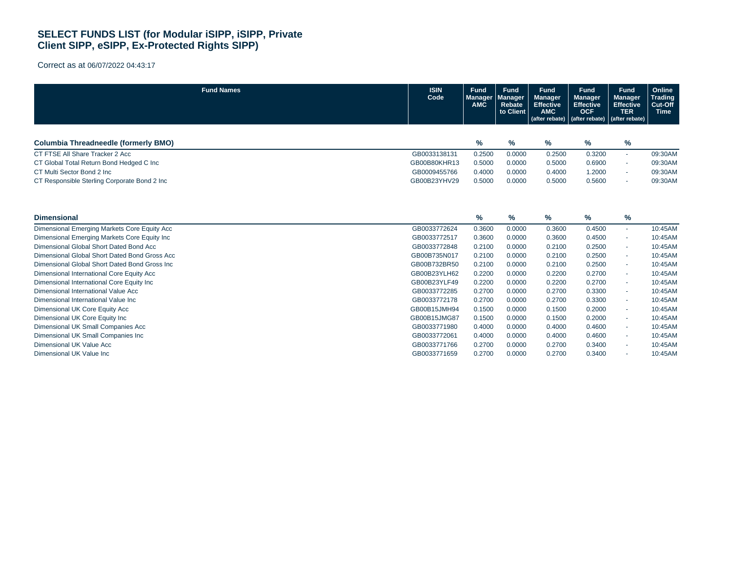# SELECT FUNDS LIST (for Modular iSIPP, iSIPP, Private Client SIPP, eSIPP, Ex-Protected Rights SIPP)

Correct as at 06/07/2022 04:43:17

| Fund Names | ISIN Code | Fund Manager AMC | Fund Manager Rebate to Client | Fund Manager Effective AMC (after rebate) | Fund Manager Effective OCF (after rebate) | Fund Manager Effective TER (after rebate) | Online Trading Cut-Off Time |
|---|---|---|---|---|---|---|---|
| **Columbia Threadneedle (formerly BMO)** | | **%** | **%** | **%** | **%** | **%** | |
| CT FTSE All Share Tracker 2 Acc | GB0033138131 | 0.2500 | 0.0000 | 0.2500 | 0.3200 | - | 09:30AM |
| CT Global Total Return Bond Hedged C Inc | GB00B80KHR13 | 0.5000 | 0.0000 | 0.5000 | 0.6900 | - | 09:30AM |
| CT Multi Sector Bond 2 Inc | GB0009455766 | 0.4000 | 0.0000 | 0.4000 | 1.2000 | - | 09:30AM |
| CT Responsible Sterling Corporate Bond 2 Inc | GB00B23YHV29 | 0.5000 | 0.0000 | 0.5000 | 0.5600 | - | 09:30AM |
| **Dimensional** | | **%** | **%** | **%** | **%** | **%** | |
| Dimensional Emerging Markets Core Equity Acc | GB0033772624 | 0.3600 | 0.0000 | 0.3600 | 0.4500 | - | 10:45AM |
| Dimensional Emerging Markets Core Equity Inc | GB0033772517 | 0.3600 | 0.0000 | 0.3600 | 0.4500 | - | 10:45AM |
| Dimensional Global Short Dated Bond Acc | GB0033772848 | 0.2100 | 0.0000 | 0.2100 | 0.2500 | - | 10:45AM |
| Dimensional Global Short Dated Bond Gross Acc | GB00B735N017 | 0.2100 | 0.0000 | 0.2100 | 0.2500 | - | 10:45AM |
| Dimensional Global Short Dated Bond Gross Inc | GB00B732BR50 | 0.2100 | 0.0000 | 0.2100 | 0.2500 | - | 10:45AM |
| Dimensional International Core Equity Acc | GB00B23YLH62 | 0.2200 | 0.0000 | 0.2200 | 0.2700 | - | 10:45AM |
| Dimensional International Core Equity Inc | GB00B23YLF49 | 0.2200 | 0.0000 | 0.2200 | 0.2700 | - | 10:45AM |
| Dimensional International Value Acc | GB0033772285 | 0.2700 | 0.0000 | 0.2700 | 0.3300 | - | 10:45AM |
| Dimensional International Value Inc | GB0033772178 | 0.2700 | 0.0000 | 0.2700 | 0.3300 | - | 10:45AM |
| Dimensional UK Core Equity Acc | GB00B15JMH94 | 0.1500 | 0.0000 | 0.1500 | 0.2000 | - | 10:45AM |
| Dimensional UK Core Equity Inc | GB00B15JMG87 | 0.1500 | 0.0000 | 0.1500 | 0.2000 | - | 10:45AM |
| Dimensional UK Small Companies Acc | GB0033771980 | 0.4000 | 0.0000 | 0.4000 | 0.4600 | - | 10:45AM |
| Dimensional UK Small Companies Inc | GB0033772061 | 0.4000 | 0.0000 | 0.4000 | 0.4600 | - | 10:45AM |
| Dimensional UK Value Acc | GB0033771766 | 0.2700 | 0.0000 | 0.2700 | 0.3400 | - | 10:45AM |
| Dimensional UK Value Inc | GB0033771659 | 0.2700 | 0.0000 | 0.2700 | 0.3400 | - | 10:45AM |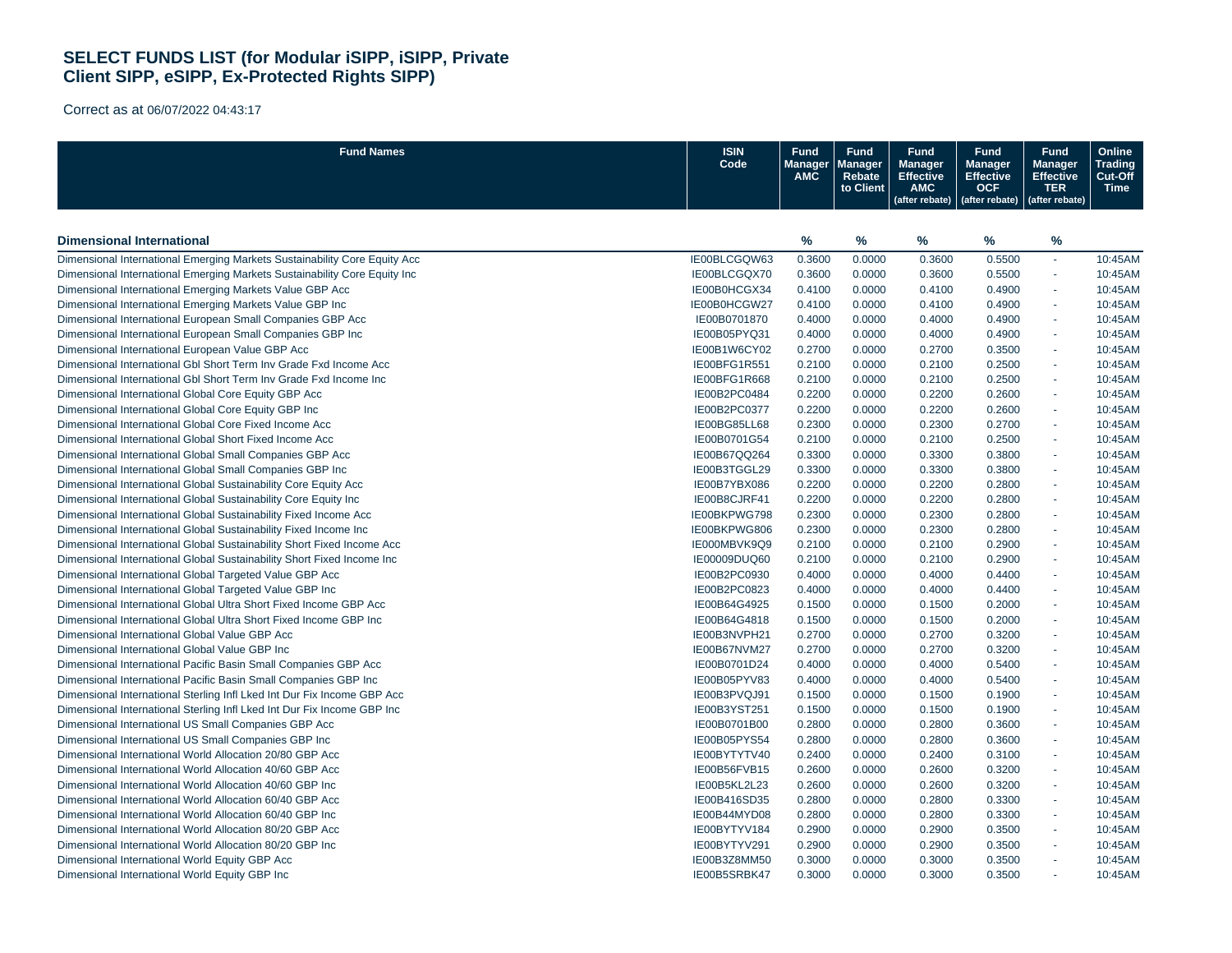# SELECT FUNDS LIST (for Modular iSIPP, iSIPP, Private Client SIPP, eSIPP, Ex-Protected Rights SIPP)

Correct as at 06/07/2022 04:43:17

| Fund Names | ISIN Code | Fund Manager AMC | Fund Manager Rebate to Client | Fund Manager Effective AMC (after rebate) | Fund Manager Effective OCF (after rebate) | Fund Manager Effective TER (after rebate) | Online Trading Cut-Off Time |
|---|---|---|---|---|---|---|---|
| **Dimensional International** | | **%** | **%** | **%** | **%** | **%** | |
| Dimensional International Emerging Markets Sustainability Core Equity Acc | IE00BLCGQW63 | 0.3600 | 0.0000 | 0.3600 | 0.5500 | - | 10:45AM |
| Dimensional International Emerging Markets Sustainability Core Equity Inc | IE00BLCGQX70 | 0.3600 | 0.0000 | 0.3600 | 0.5500 | - | 10:45AM |
| Dimensional International Emerging Markets Value GBP Acc | IE00B0HCGX34 | 0.4100 | 0.0000 | 0.4100 | 0.4900 | - | 10:45AM |
| Dimensional International Emerging Markets Value GBP Inc | IE00B0HCGW27 | 0.4100 | 0.0000 | 0.4100 | 0.4900 | - | 10:45AM |
| Dimensional International European Small Companies GBP Acc | IE00B0701870 | 0.4000 | 0.0000 | 0.4000 | 0.4900 | - | 10:45AM |
| Dimensional International European Small Companies GBP Inc | IE00B05PYQ31 | 0.4000 | 0.0000 | 0.4000 | 0.4900 | - | 10:45AM |
| Dimensional International European Value GBP Acc | IE00B1W6CY02 | 0.2700 | 0.0000 | 0.2700 | 0.3500 | - | 10:45AM |
| Dimensional International Gbl Short Term Inv Grade Fxd Income Acc | IE00BFG1R551 | 0.2100 | 0.0000 | 0.2100 | 0.2500 | - | 10:45AM |
| Dimensional International Gbl Short Term Inv Grade Fxd Income Inc | IE00BFG1R668 | 0.2100 | 0.0000 | 0.2100 | 0.2500 | - | 10:45AM |
| Dimensional International Global Core Equity GBP Acc | IE00B2PC0484 | 0.2200 | 0.0000 | 0.2200 | 0.2600 | - | 10:45AM |
| Dimensional International Global Core Equity GBP Inc | IE00B2PC0377 | 0.2200 | 0.0000 | 0.2200 | 0.2600 | - | 10:45AM |
| Dimensional International Global Core Fixed Income Acc | IE00BG85LL68 | 0.2300 | 0.0000 | 0.2300 | 0.2700 | - | 10:45AM |
| Dimensional International Global Short Fixed Income Acc | IE00B0701G54 | 0.2100 | 0.0000 | 0.2100 | 0.2500 | - | 10:45AM |
| Dimensional International Global Small Companies GBP Acc | IE00B67QQ264 | 0.3300 | 0.0000 | 0.3300 | 0.3800 | - | 10:45AM |
| Dimensional International Global Small Companies GBP Inc | IE00B3TGGL29 | 0.3300 | 0.0000 | 0.3300 | 0.3800 | - | 10:45AM |
| Dimensional International Global Sustainability Core Equity Acc | IE00B7YBX086 | 0.2200 | 0.0000 | 0.2200 | 0.2800 | - | 10:45AM |
| Dimensional International Global Sustainability Core Equity Inc | IE00B8CJRF41 | 0.2200 | 0.0000 | 0.2200 | 0.2800 | - | 10:45AM |
| Dimensional International Global Sustainability Fixed Income Acc | IE00BKPWG798 | 0.2300 | 0.0000 | 0.2300 | 0.2800 | - | 10:45AM |
| Dimensional International Global Sustainability Fixed Income Inc | IE00BKPWG806 | 0.2300 | 0.0000 | 0.2300 | 0.2800 | - | 10:45AM |
| Dimensional International Global Sustainability Short Fixed Income Acc | IE000MBVK9Q9 | 0.2100 | 0.0000 | 0.2100 | 0.2900 | - | 10:45AM |
| Dimensional International Global Sustainability Short Fixed Income Inc | IE00009DUQ60 | 0.2100 | 0.0000 | 0.2100 | 0.2900 | - | 10:45AM |
| Dimensional International Global Targeted Value GBP Acc | IE00B2PC0930 | 0.4000 | 0.0000 | 0.4000 | 0.4400 | - | 10:45AM |
| Dimensional International Global Targeted Value GBP Inc | IE00B2PC0823 | 0.4000 | 0.0000 | 0.4000 | 0.4400 | - | 10:45AM |
| Dimensional International Global Ultra Short Fixed Income GBP Acc | IE00B64G4925 | 0.1500 | 0.0000 | 0.1500 | 0.2000 | - | 10:45AM |
| Dimensional International Global Ultra Short Fixed Income GBP Inc | IE00B64G4818 | 0.1500 | 0.0000 | 0.1500 | 0.2000 | - | 10:45AM |
| Dimensional International Global Value GBP Acc | IE00B3NVPH21 | 0.2700 | 0.0000 | 0.2700 | 0.3200 | - | 10:45AM |
| Dimensional International Global Value GBP Inc | IE00B67NVM27 | 0.2700 | 0.0000 | 0.2700 | 0.3200 | - | 10:45AM |
| Dimensional International Pacific Basin Small Companies GBP Acc | IE00B0701D24 | 0.4000 | 0.0000 | 0.4000 | 0.5400 | - | 10:45AM |
| Dimensional International Pacific Basin Small Companies GBP Inc | IE00B05PYV83 | 0.4000 | 0.0000 | 0.4000 | 0.5400 | - | 10:45AM |
| Dimensional International Sterling Infl Lked Int Dur Fix Income GBP Acc | IE00B3PVQJ91 | 0.1500 | 0.0000 | 0.1500 | 0.1900 | - | 10:45AM |
| Dimensional International Sterling Infl Lked Int Dur Fix Income GBP Inc | IE00B3YST251 | 0.1500 | 0.0000 | 0.1500 | 0.1900 | - | 10:45AM |
| Dimensional International US Small Companies GBP Acc | IE00B0701B00 | 0.2800 | 0.0000 | 0.2800 | 0.3600 | - | 10:45AM |
| Dimensional International US Small Companies GBP Inc | IE00B05PYS54 | 0.2800 | 0.0000 | 0.2800 | 0.3600 | - | 10:45AM |
| Dimensional International World Allocation 20/80 GBP Acc | IE00BYTYTV40 | 0.2400 | 0.0000 | 0.2400 | 0.3100 | - | 10:45AM |
| Dimensional International World Allocation 40/60 GBP Acc | IE00B56FVB15 | 0.2600 | 0.0000 | 0.2600 | 0.3200 | - | 10:45AM |
| Dimensional International World Allocation 40/60 GBP Inc | IE00B5KL2L23 | 0.2600 | 0.0000 | 0.2600 | 0.3200 | - | 10:45AM |
| Dimensional International World Allocation 60/40 GBP Acc | IE00B416SD35 | 0.2800 | 0.0000 | 0.2800 | 0.3300 | - | 10:45AM |
| Dimensional International World Allocation 60/40 GBP Inc | IE00B44MYD08 | 0.2800 | 0.0000 | 0.2800 | 0.3300 | - | 10:45AM |
| Dimensional International World Allocation 80/20 GBP Acc | IE00BYTYV184 | 0.2900 | 0.0000 | 0.2900 | 0.3500 | - | 10:45AM |
| Dimensional International World Allocation 80/20 GBP Inc | IE00BYTYV291 | 0.2900 | 0.0000 | 0.2900 | 0.3500 | - | 10:45AM |
| Dimensional International World Equity GBP Acc | IE00B3Z8MM50 | 0.3000 | 0.0000 | 0.3000 | 0.3500 | - | 10:45AM |
| Dimensional International World Equity GBP Inc | IE00B5SRBK47 | 0.3000 | 0.0000 | 0.3000 | 0.3500 | - | 10:45AM |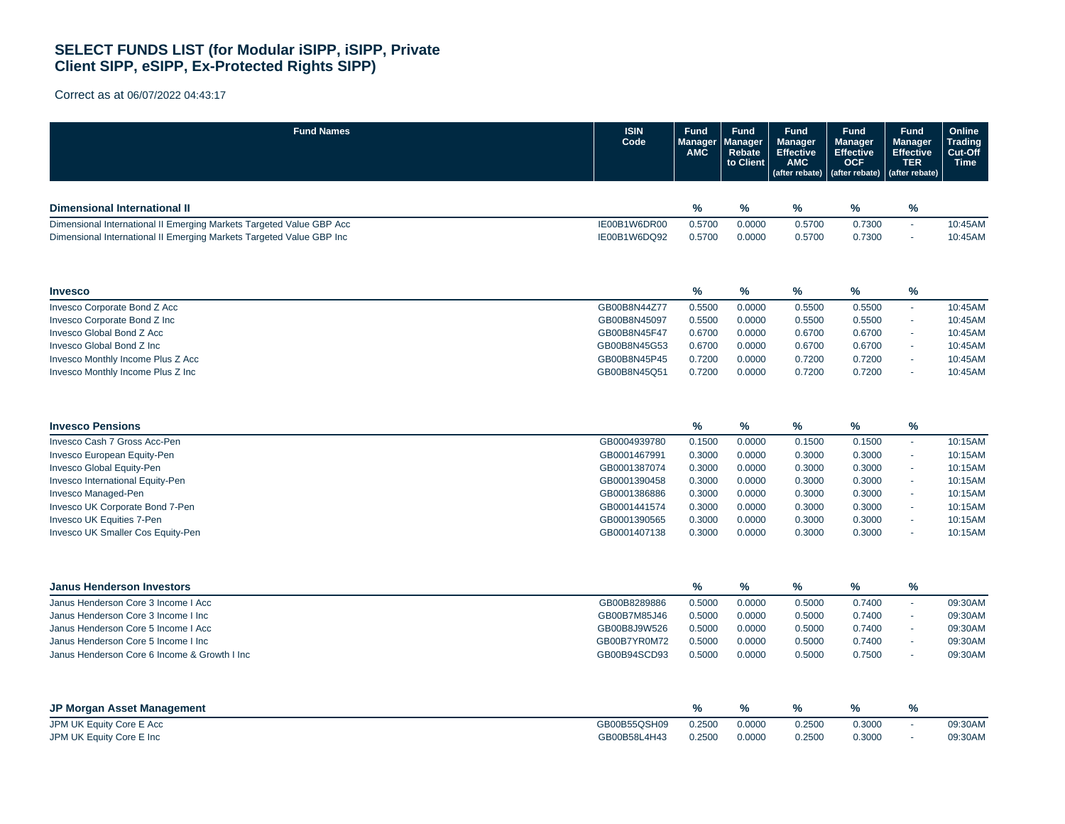# SELECT FUNDS LIST (for Modular iSIPP, iSIPP, Private Client SIPP, eSIPP, Ex-Protected Rights SIPP)

Correct as at 06/07/2022 04:43:17

| Fund Names | ISIN Code | Fund Manager AMC | Fund Manager Rebate to Client | Fund Manager Effective AMC (after rebate) | Fund Manager Effective OCF (after rebate) | Fund Manager Effective TER (after rebate) | Online Trading Cut-Off Time |
|---|---|---|---|---|---|---|---|
| **Dimensional International II** | | **%** | **%** | **%** | **%** | **%** | |
| Dimensional International II Emerging Markets Targeted Value GBP Acc | IE00B1W6DR00 | 0.5700 | 0.0000 | 0.5700 | 0.7300 | - | 10:45AM |
| Dimensional International II Emerging Markets Targeted Value GBP Inc | IE00B1W6DQ92 | 0.5700 | 0.0000 | 0.5700 | 0.7300 | - | 10:45AM |
| **Invesco** | | **%** | **%** | **%** | **%** | **%** | |
| Invesco Corporate Bond Z Acc | GB00B8N44Z77 | 0.5500 | 0.0000 | 0.5500 | 0.5500 | - | 10:45AM |
| Invesco Corporate Bond Z Inc | GB00B8N45097 | 0.5500 | 0.0000 | 0.5500 | 0.5500 | - | 10:45AM |
| Invesco Global Bond Z Acc | GB00B8N45F47 | 0.6700 | 0.0000 | 0.6700 | 0.6700 | - | 10:45AM |
| Invesco Global Bond Z Inc | GB00B8N45G53 | 0.6700 | 0.0000 | 0.6700 | 0.6700 | - | 10:45AM |
| Invesco Monthly Income Plus Z Acc | GB00B8N45P45 | 0.7200 | 0.0000 | 0.7200 | 0.7200 | - | 10:45AM |
| Invesco Monthly Income Plus Z Inc | GB00B8N45Q51 | 0.7200 | 0.0000 | 0.7200 | 0.7200 | - | 10:45AM |
| **Invesco Pensions** | | **%** | **%** | **%** | **%** | **%** | |
| Invesco Cash 7 Gross Acc-Pen | GB0004939780 | 0.1500 | 0.0000 | 0.1500 | 0.1500 | - | 10:15AM |
| Invesco European Equity-Pen | GB0001467991 | 0.3000 | 0.0000 | 0.3000 | 0.3000 | - | 10:15AM |
| Invesco Global Equity-Pen | GB0001387074 | 0.3000 | 0.0000 | 0.3000 | 0.3000 | - | 10:15AM |
| Invesco International Equity-Pen | GB0001390458 | 0.3000 | 0.0000 | 0.3000 | 0.3000 | - | 10:15AM |
| Invesco Managed-Pen | GB0001386886 | 0.3000 | 0.0000 | 0.3000 | 0.3000 | - | 10:15AM |
| Invesco UK Corporate Bond 7-Pen | GB0001441574 | 0.3000 | 0.0000 | 0.3000 | 0.3000 | - | 10:15AM |
| Invesco UK Equities 7-Pen | GB0001390565 | 0.3000 | 0.0000 | 0.3000 | 0.3000 | - | 10:15AM |
| Invesco UK Smaller Cos Equity-Pen | GB0001407138 | 0.3000 | 0.0000 | 0.3000 | 0.3000 | - | 10:15AM |
| **Janus Henderson Investors** | | **%** | **%** | **%** | **%** | **%** | |
| Janus Henderson Core 3 Income I Acc | GB00B8289886 | 0.5000 | 0.0000 | 0.5000 | 0.7400 | - | 09:30AM |
| Janus Henderson Core 3 Income I Inc | GB00B7M85J46 | 0.5000 | 0.0000 | 0.5000 | 0.7400 | - | 09:30AM |
| Janus Henderson Core 5 Income I Acc | GB00B8J9W526 | 0.5000 | 0.0000 | 0.5000 | 0.7400 | - | 09:30AM |
| Janus Henderson Core 5 Income I Inc | GB00B7YR0M72 | 0.5000 | 0.0000 | 0.5000 | 0.7400 | - | 09:30AM |
| Janus Henderson Core 6 Income & Growth I Inc | GB00B94SCD93 | 0.5000 | 0.0000 | 0.5000 | 0.7500 | - | 09:30AM |
| **JP Morgan Asset Management** | | **%** | **%** | **%** | **%** | **%** | |
| JPM UK Equity Core E Acc | GB00B55QSH09 | 0.2500 | 0.0000 | 0.2500 | 0.3000 | - | 09:30AM |
| JPM UK Equity Core E Inc | GB00B58L4H43 | 0.2500 | 0.0000 | 0.2500 | 0.3000 | - | 09:30AM |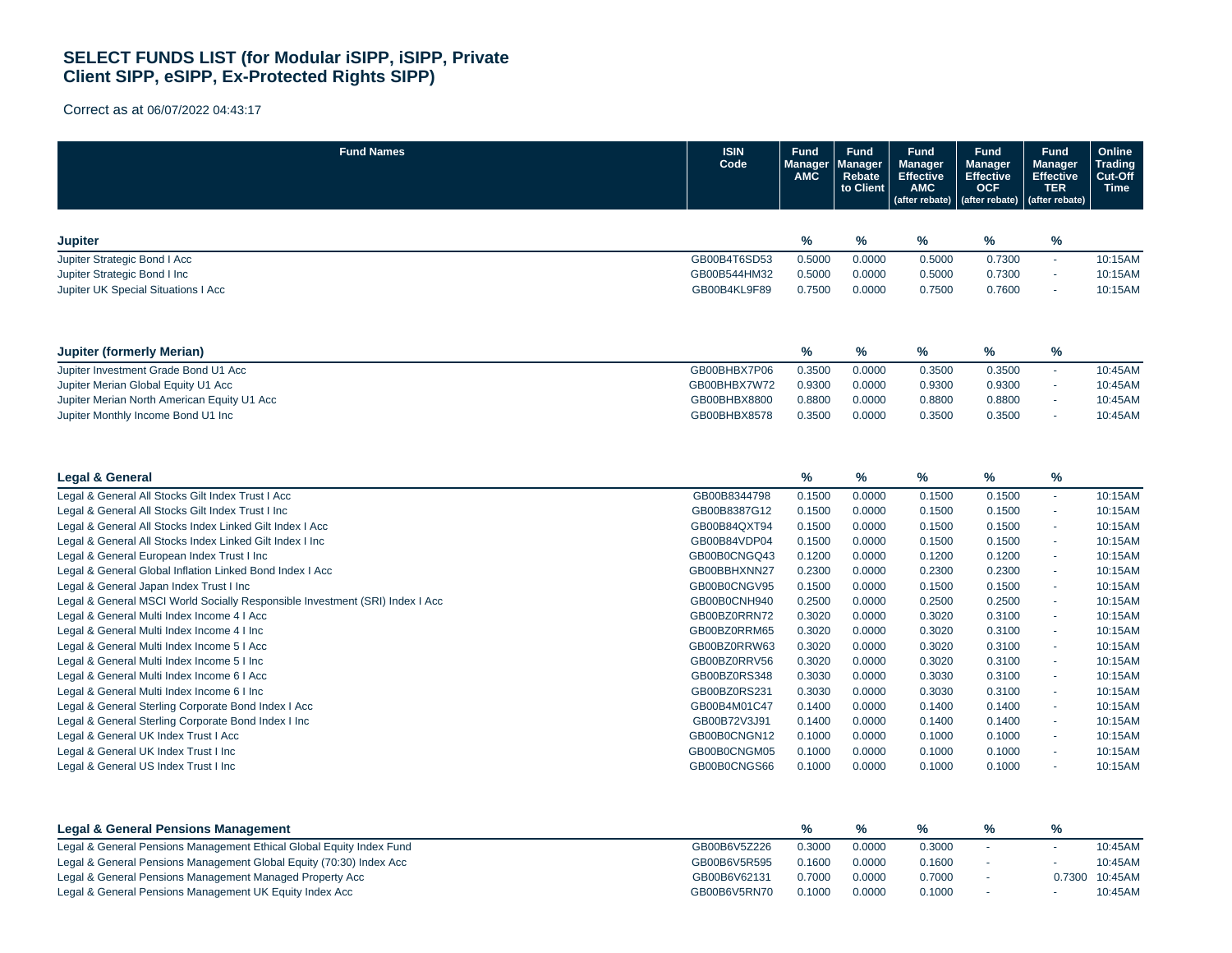# SELECT FUNDS LIST (for Modular iSIPP, iSIPP, Private Client SIPP, eSIPP, Ex-Protected Rights SIPP)

Correct as at 06/07/2022 04:43:17

| Fund Names | ISIN Code | Fund Manager AMC | Fund Manager Rebate to Client | Fund Manager Effective AMC (after rebate) | Fund Manager Effective OCF (after rebate) | Fund Manager Effective TER (after rebate) | Online Trading Cut-Off Time |
|---|---|---|---|---|---|---|---|
| **Jupiter** | | **%** | **%** | **%** | **%** | **%** | |
| Jupiter Strategic Bond I Acc | GB00B4T6SD53 | 0.5000 | 0.0000 | 0.5000 | 0.7300 | - | 10:15AM |
| Jupiter Strategic Bond I Inc | GB00B544HM32 | 0.5000 | 0.0000 | 0.5000 | 0.7300 | - | 10:15AM |
| Jupiter UK Special Situations I Acc | GB00B4KL9F89 | 0.7500 | 0.0000 | 0.7500 | 0.7600 | - | 10:15AM |
| **Jupiter (formerly Merian)** | | **%** | **%** | **%** | **%** | **%** | |
| Jupiter Investment Grade Bond U1 Acc | GB00BHBX7P06 | 0.3500 | 0.0000 | 0.3500 | 0.3500 | - | 10:45AM |
| Jupiter Merian Global Equity U1 Acc | GB00BHBX7W72 | 0.9300 | 0.0000 | 0.9300 | 0.9300 | - | 10:45AM |
| Jupiter Merian North American Equity U1 Acc | GB00BHBX8800 | 0.8800 | 0.0000 | 0.8800 | 0.8800 | - | 10:45AM |
| Jupiter Monthly Income Bond U1 Inc | GB00BHBX8578 | 0.3500 | 0.0000 | 0.3500 | 0.3500 | - | 10:45AM |
| **Legal & General** | | **%** | **%** | **%** | **%** | **%** | |
| Legal & General All Stocks Gilt Index Trust I Acc | GB00B8344798 | 0.1500 | 0.0000 | 0.1500 | 0.1500 | - | 10:15AM |
| Legal & General All Stocks Gilt Index Trust I Inc | GB00B8387G12 | 0.1500 | 0.0000 | 0.1500 | 0.1500 | - | 10:15AM |
| Legal & General All Stocks Index Linked Gilt Index I Acc | GB00B84QXT94 | 0.1500 | 0.0000 | 0.1500 | 0.1500 | - | 10:15AM |
| Legal & General All Stocks Index Linked Gilt Index I Inc | GB00B84VDP04 | 0.1500 | 0.0000 | 0.1500 | 0.1500 | - | 10:15AM |
| Legal & General European Index Trust I Inc | GB00B0CNGQ43 | 0.1200 | 0.0000 | 0.1200 | 0.1200 | - | 10:15AM |
| Legal & General Global Inflation Linked Bond Index I Acc | GB00BBHXNN27 | 0.2300 | 0.0000 | 0.2300 | 0.2300 | - | 10:15AM |
| Legal & General Japan Index Trust I Inc | GB00B0CNGV95 | 0.1500 | 0.0000 | 0.1500 | 0.1500 | - | 10:15AM |
| Legal & General MSCI World Socially Responsible Investment (SRI) Index I Acc | GB00B0CNH940 | 0.2500 | 0.0000 | 0.2500 | 0.2500 | - | 10:15AM |
| Legal & General Multi Index Income 4 I Acc | GB00BZ0RRN72 | 0.3020 | 0.0000 | 0.3020 | 0.3100 | - | 10:15AM |
| Legal & General Multi Index Income 4 I Inc | GB00BZ0RRM65 | 0.3020 | 0.0000 | 0.3020 | 0.3100 | - | 10:15AM |
| Legal & General Multi Index Income 5 I Acc | GB00BZ0RRW63 | 0.3020 | 0.0000 | 0.3020 | 0.3100 | - | 10:15AM |
| Legal & General Multi Index Income 5 I Inc | GB00BZ0RRV56 | 0.3020 | 0.0000 | 0.3020 | 0.3100 | - | 10:15AM |
| Legal & General Multi Index Income 6 I Acc | GB00BZ0RS348 | 0.3030 | 0.0000 | 0.3030 | 0.3100 | - | 10:15AM |
| Legal & General Multi Index Income 6 I Inc | GB00BZ0RS231 | 0.3030 | 0.0000 | 0.3030 | 0.3100 | - | 10:15AM |
| Legal & General Sterling Corporate Bond Index I Acc | GB00B4M01C47 | 0.1400 | 0.0000 | 0.1400 | 0.1400 | - | 10:15AM |
| Legal & General Sterling Corporate Bond Index I Inc | GB00B72V3J91 | 0.1400 | 0.0000 | 0.1400 | 0.1400 | - | 10:15AM |
| Legal & General UK Index Trust I Acc | GB00B0CNGN12 | 0.1000 | 0.0000 | 0.1000 | 0.1000 | - | 10:15AM |
| Legal & General UK Index Trust I Inc | GB00B0CNGM05 | 0.1000 | 0.0000 | 0.1000 | 0.1000 | - | 10:15AM |
| Legal & General US Index Trust I Inc | GB00B0CNGS66 | 0.1000 | 0.0000 | 0.1000 | 0.1000 | - | 10:15AM |
| **Legal & General Pensions Management** | | **%** | **%** | **%** | **%** | **%** | |
| Legal & General Pensions Management Ethical Global Equity Index Fund | GB00B6V5Z226 | 0.3000 | 0.0000 | 0.3000 | - | - | 10:45AM |
| Legal & General Pensions Management Global Equity (70:30) Index Acc | GB00B6V5R595 | 0.1600 | 0.0000 | 0.1600 | - | - | 10:45AM |
| Legal & General Pensions Management Managed Property Acc | GB00B6V62131 | 0.7000 | 0.0000 | 0.7000 | - | 0.7300 | 10:45AM |
| Legal & General Pensions Management UK Equity Index Acc | GB00B6V5RN70 | 0.1000 | 0.0000 | 0.1000 | - | - | 10:45AM |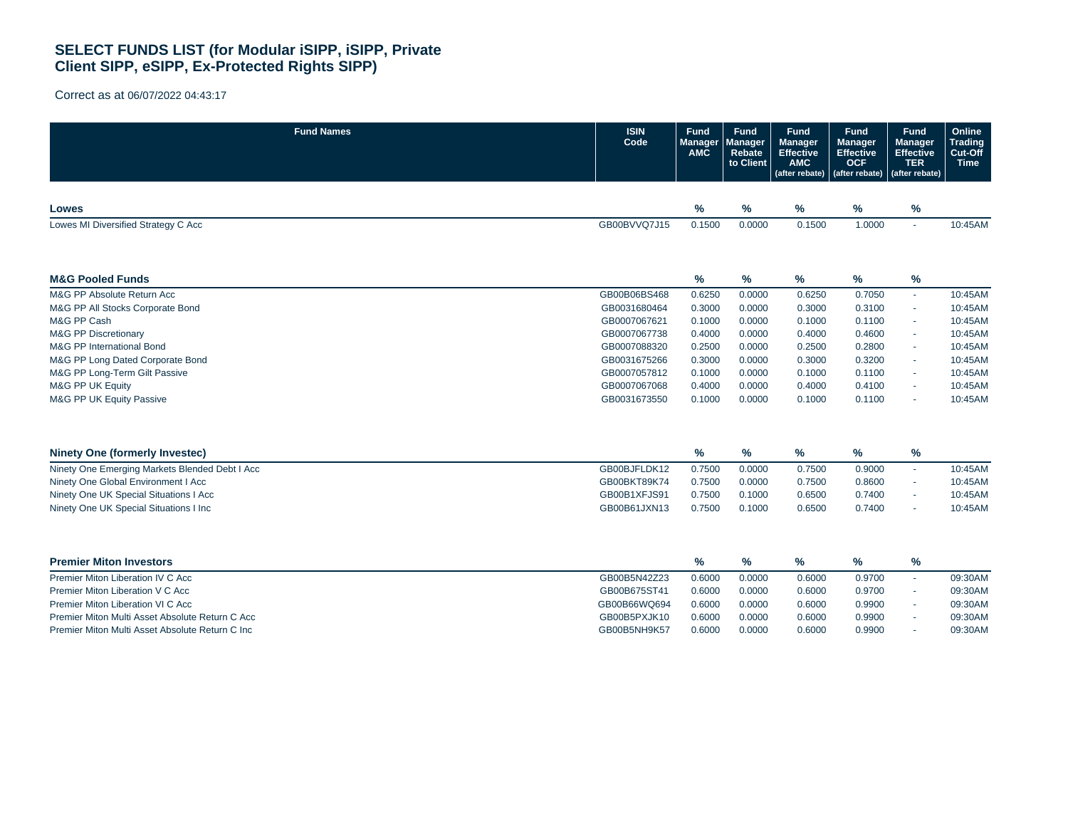# SELECT FUNDS LIST (for Modular iSIPP, iSIPP, Private Client SIPP, eSIPP, Ex-Protected Rights SIPP)

Correct as at 06/07/2022 04:43:17

| Fund Names | ISIN Code | Fund Manager AMC | Fund Manager Rebate to Client | Fund Manager Effective AMC (after rebate) | Fund Manager Effective OCF (after rebate) | Fund Manager Effective TER (after rebate) | Online Trading Cut-Off Time |
|---|---|---|---|---|---|---|---|
| **Lowes** | | **%** | **%** | **%** | **%** | **%** | |
| Lowes MI Diversified Strategy C Acc | GB00BVVQ7J15 | 0.1500 | 0.0000 | 0.1500 | 1.0000 | - | 10:45AM |
| **M&G Pooled Funds** | | **%** | **%** | **%** | **%** | **%** | |
| M&G PP Absolute Return Acc | GB00B06BS468 | 0.6250 | 0.0000 | 0.6250 | 0.7050 | - | 10:45AM |
| M&G PP All Stocks Corporate Bond | GB0031680464 | 0.3000 | 0.0000 | 0.3000 | 0.3100 | - | 10:45AM |
| M&G PP Cash | GB0007067621 | 0.1000 | 0.0000 | 0.1000 | 0.1100 | - | 10:45AM |
| M&G PP Discretionary | GB0007067738 | 0.4000 | 0.0000 | 0.4000 | 0.4600 | - | 10:45AM |
| M&G PP International Bond | GB0007088320 | 0.2500 | 0.0000 | 0.2500 | 0.2800 | - | 10:45AM |
| M&G PP Long Dated Corporate Bond | GB0031675266 | 0.3000 | 0.0000 | 0.3000 | 0.3200 | - | 10:45AM |
| M&G PP Long-Term Gilt Passive | GB0007057812 | 0.1000 | 0.0000 | 0.1000 | 0.1100 | - | 10:45AM |
| M&G PP UK Equity | GB0007067068 | 0.4000 | 0.0000 | 0.4000 | 0.4100 | - | 10:45AM |
| M&G PP UK Equity Passive | GB0031673550 | 0.1000 | 0.0000 | 0.1000 | 0.1100 | - | 10:45AM |
| **Ninety One (formerly Investec)** | | **%** | **%** | **%** | **%** | **%** | |
| Ninety One Emerging Markets Blended Debt I Acc | GB00BJFLDK12 | 0.7500 | 0.0000 | 0.7500 | 0.9000 | - | 10:45AM |
| Ninety One Global Environment I Acc | GB00BKT89K74 | 0.7500 | 0.0000 | 0.7500 | 0.8600 | - | 10:45AM |
| Ninety One UK Special Situations I Acc | GB00B1XFJS91 | 0.7500 | 0.1000 | 0.6500 | 0.7400 | - | 10:45AM |
| Ninety One UK Special Situations I Inc | GB00B61JXN13 | 0.7500 | 0.1000 | 0.6500 | 0.7400 | - | 10:45AM |
| **Premier Miton Investors** | | **%** | **%** | **%** | **%** | **%** | |
| Premier Miton Liberation IV C Acc | GB00B5N42Z23 | 0.6000 | 0.0000 | 0.6000 | 0.9700 | - | 09:30AM |
| Premier Miton Liberation V C Acc | GB00B675ST41 | 0.6000 | 0.0000 | 0.6000 | 0.9700 | - | 09:30AM |
| Premier Miton Liberation VI C Acc | GB00B66WQ694 | 0.6000 | 0.0000 | 0.6000 | 0.9900 | - | 09:30AM |
| Premier Miton Multi Asset Absolute Return C Acc | GB00B5PXJK10 | 0.6000 | 0.0000 | 0.6000 | 0.9900 | - | 09:30AM |
| Premier Miton Multi Asset Absolute Return C Inc | GB00B5NH9K57 | 0.6000 | 0.0000 | 0.6000 | 0.9900 | - | 09:30AM |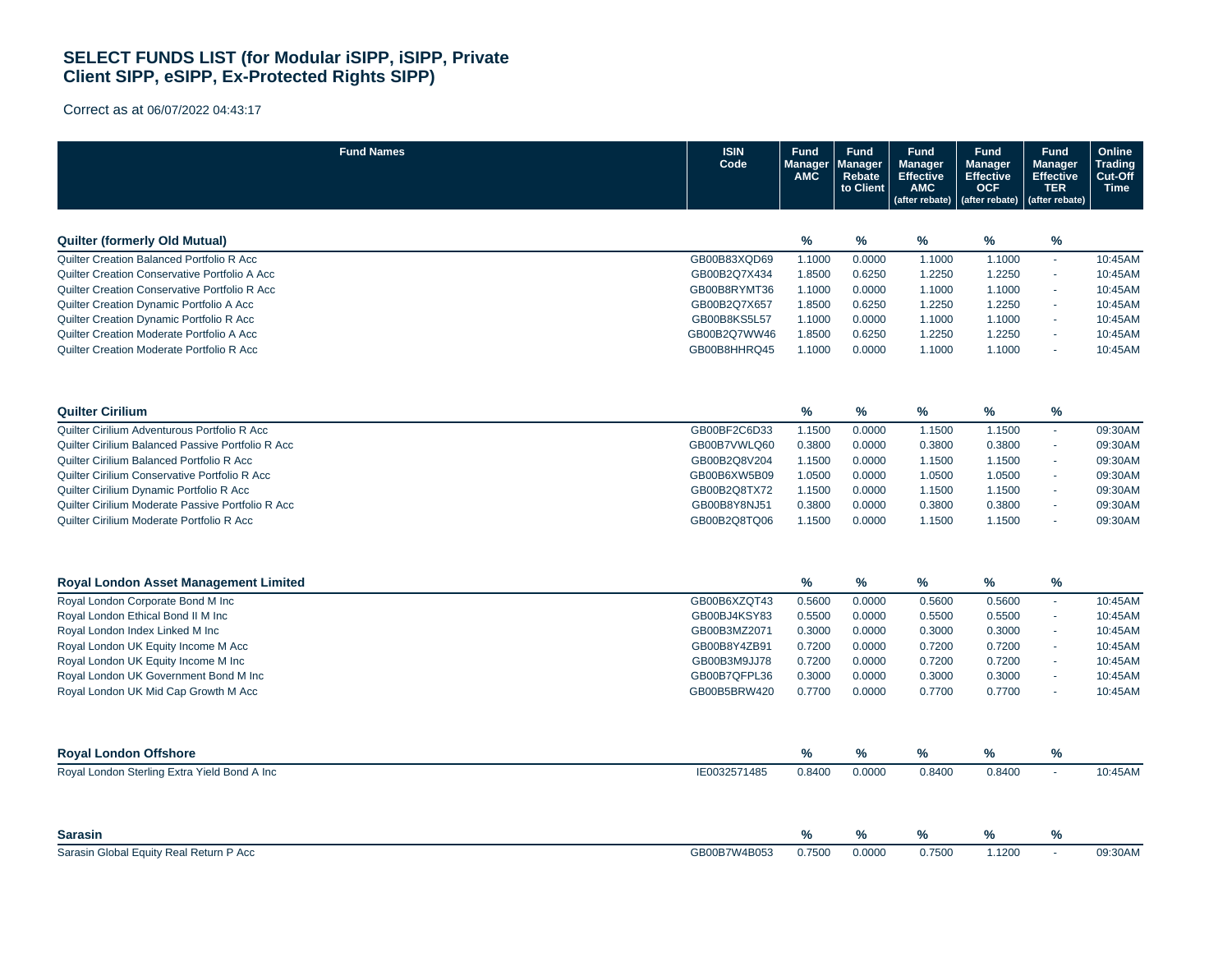# SELECT FUNDS LIST (for Modular iSIPP, iSIPP, Private Client SIPP, eSIPP, Ex-Protected Rights SIPP)

Correct as at 06/07/2022 04:43:17

| Fund Names | ISIN Code | Fund Manager AMC | Fund Manager Rebate to Client | Fund Manager Effective AMC (after rebate) | Fund Manager Effective OCF (after rebate) | Fund Manager Effective TER (after rebate) | Online Trading Cut-Off Time |
|---|---|---|---|---|---|---|---|
| **Quilter (formerly Old Mutual)** | | % | % | % | % | % | |
| Quilter Creation Balanced Portfolio R Acc | GB00B83XQD69 | 1.1000 | 0.0000 | 1.1000 | 1.1000 | - | 10:45AM |
| Quilter Creation Conservative Portfolio A Acc | GB00B2Q7X434 | 1.8500 | 0.6250 | 1.2250 | 1.2250 | - | 10:45AM |
| Quilter Creation Conservative Portfolio R Acc | GB00B8RYMT36 | 1.1000 | 0.0000 | 1.1000 | 1.1000 | - | 10:45AM |
| Quilter Creation Dynamic Portfolio A Acc | GB00B2Q7X657 | 1.8500 | 0.6250 | 1.2250 | 1.2250 | - | 10:45AM |
| Quilter Creation Dynamic Portfolio R Acc | GB00B8KS5L57 | 1.1000 | 0.0000 | 1.1000 | 1.1000 | - | 10:45AM |
| Quilter Creation Moderate Portfolio A Acc | GB00B2Q7WW46 | 1.8500 | 0.6250 | 1.2250 | 1.2250 | - | 10:45AM |
| Quilter Creation Moderate Portfolio R Acc | GB00B8HHRQ45 | 1.1000 | 0.0000 | 1.1000 | 1.1000 | - | 10:45AM |
| **Quilter Cirilium** | | % | % | % | % | % | |
| Quilter Cirilium Adventurous Portfolio R Acc | GB00BF2C6D33 | 1.1500 | 0.0000 | 1.1500 | 1.1500 | - | 09:30AM |
| Quilter Cirilium Balanced Passive Portfolio R Acc | GB00B7VWLQ60 | 0.3800 | 0.0000 | 0.3800 | 0.3800 | - | 09:30AM |
| Quilter Cirilium Balanced Portfolio R Acc | GB00B2Q8V204 | 1.1500 | 0.0000 | 1.1500 | 1.1500 | - | 09:30AM |
| Quilter Cirilium Conservative Portfolio R Acc | GB00B6XW5B09 | 1.0500 | 0.0000 | 1.0500 | 1.0500 | - | 09:30AM |
| Quilter Cirilium Dynamic Portfolio R Acc | GB00B2Q8TX72 | 1.1500 | 0.0000 | 1.1500 | 1.1500 | - | 09:30AM |
| Quilter Cirilium Moderate Passive Portfolio R Acc | GB00B8Y8NJ51 | 0.3800 | 0.0000 | 0.3800 | 0.3800 | - | 09:30AM |
| Quilter Cirilium Moderate Portfolio R Acc | GB00B2Q8TQ06 | 1.1500 | 0.0000 | 1.1500 | 1.1500 | - | 09:30AM |
| **Royal London Asset Management Limited** | | % | % | % | % | % | |
| Royal London Corporate Bond M Inc | GB00B6XZQT43 | 0.5600 | 0.0000 | 0.5600 | 0.5600 | - | 10:45AM |
| Royal London Ethical Bond II M Inc | GB00BJ4KSY83 | 0.5500 | 0.0000 | 0.5500 | 0.5500 | - | 10:45AM |
| Royal London Index Linked M Inc | GB00B3MZ2071 | 0.3000 | 0.0000 | 0.3000 | 0.3000 | - | 10:45AM |
| Royal London UK Equity Income M Acc | GB00B8Y4ZB91 | 0.7200 | 0.0000 | 0.7200 | 0.7200 | - | 10:45AM |
| Royal London UK Equity Income M Inc | GB00B3M9JJ78 | 0.7200 | 0.0000 | 0.7200 | 0.7200 | - | 10:45AM |
| Royal London UK Government Bond M Inc | GB00B7QFPL36 | 0.3000 | 0.0000 | 0.3000 | 0.3000 | - | 10:45AM |
| Royal London UK Mid Cap Growth M Acc | GB00B5BRW420 | 0.7700 | 0.0000 | 0.7700 | 0.7700 | - | 10:45AM |
| **Royal London Offshore** | | % | % | % | % | % | |
| Royal London Sterling Extra Yield Bond A Inc | IE0032571485 | 0.8400 | 0.0000 | 0.8400 | 0.8400 | - | 10:45AM |
| **Sarasin** | | % | % | % | % | % | |
| Sarasin Global Equity Real Return P Acc | GB00B7W4B053 | 0.7500 | 0.0000 | 0.7500 | 1.1200 | - | 09:30AM |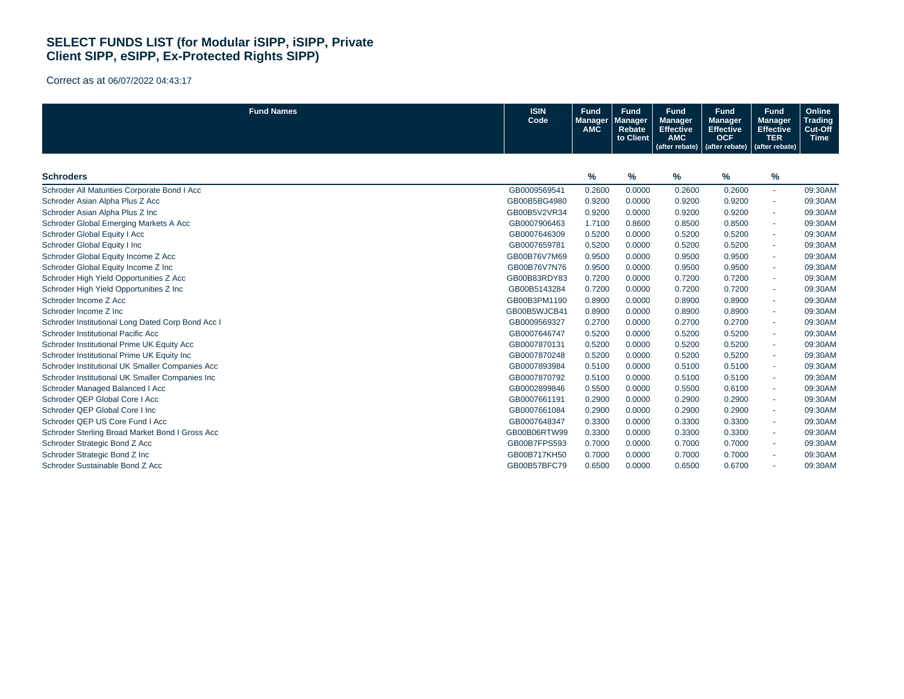# SELECT FUNDS LIST (for Modular iSIPP, iSIPP, Private Client SIPP, eSIPP, Ex-Protected Rights SIPP)

Correct as at 06/07/2022 04:43:17

| Fund Names | ISIN Code | Fund Manager AMC | Fund Manager Rebate to Client | Fund Manager Effective AMC (after rebate) | Fund Manager Effective OCF (after rebate) | Fund Manager Effective TER (after rebate) | Online Trading Cut-Off Time |
|---|---|---|---|---|---|---|---|
| **Schroders** | | % | % | % | % | % | |
| Schroder All Maturities Corporate Bond I Acc | GB0009569541 | 0.2600 | 0.0000 | 0.2600 | 0.2600 | - | 09:30AM |
| Schroder Asian Alpha Plus Z Acc | GB00B5BG4980 | 0.9200 | 0.0000 | 0.9200 | 0.9200 | - | 09:30AM |
| Schroder Asian Alpha Plus Z Inc | GB00B5V2VR34 | 0.9200 | 0.0000 | 0.9200 | 0.9200 | - | 09:30AM |
| Schroder Global Emerging Markets A Acc | GB0007906463 | 1.7100 | 0.8600 | 0.8500 | 0.8500 | - | 09:30AM |
| Schroder Global Equity I Acc | GB0007646309 | 0.5200 | 0.0000 | 0.5200 | 0.5200 | - | 09:30AM |
| Schroder Global Equity I Inc | GB0007659781 | 0.5200 | 0.0000 | 0.5200 | 0.5200 | - | 09:30AM |
| Schroder Global Equity Income Z Acc | GB00B76V7M69 | 0.9500 | 0.0000 | 0.9500 | 0.9500 | - | 09:30AM |
| Schroder Global Equity Income Z Inc | GB00B76V7N76 | 0.9500 | 0.0000 | 0.9500 | 0.9500 | - | 09:30AM |
| Schroder High Yield Opportunities Z Acc | GB00B83RDY83 | 0.7200 | 0.0000 | 0.7200 | 0.7200 | - | 09:30AM |
| Schroder High Yield Opportunities Z Inc | GB00B5143284 | 0.7200 | 0.0000 | 0.7200 | 0.7200 | - | 09:30AM |
| Schroder Income Z Acc | GB00B3PM1190 | 0.8900 | 0.0000 | 0.8900 | 0.8900 | - | 09:30AM |
| Schroder Income Z Inc | GB00B5WJCB41 | 0.8900 | 0.0000 | 0.8900 | 0.8900 | - | 09:30AM |
| Schroder Institutional Long Dated Corp Bond Acc I | GB0009569327 | 0.2700 | 0.0000 | 0.2700 | 0.2700 | - | 09:30AM |
| Schroder Institutional Pacific Acc | GB0007646747 | 0.5200 | 0.0000 | 0.5200 | 0.5200 | - | 09:30AM |
| Schroder Institutional Prime UK Equity Acc | GB0007870131 | 0.5200 | 0.0000 | 0.5200 | 0.5200 | - | 09:30AM |
| Schroder Institutional Prime UK Equity Inc | GB0007870248 | 0.5200 | 0.0000 | 0.5200 | 0.5200 | - | 09:30AM |
| Schroder Institutional UK Smaller Companies Acc | GB0007893984 | 0.5100 | 0.0000 | 0.5100 | 0.5100 | - | 09:30AM |
| Schroder Institutional UK Smaller Companies Inc | GB0007870792 | 0.5100 | 0.0000 | 0.5100 | 0.5100 | - | 09:30AM |
| Schroder Managed Balanced I Acc | GB0002899846 | 0.5500 | 0.0000 | 0.5500 | 0.6100 | - | 09:30AM |
| Schroder QEP Global Core I Acc | GB0007661191 | 0.2900 | 0.0000 | 0.2900 | 0.2900 | - | 09:30AM |
| Schroder QEP Global Core I Inc | GB0007661084 | 0.2900 | 0.0000 | 0.2900 | 0.2900 | - | 09:30AM |
| Schroder QEP US Core Fund I Acc | GB0007648347 | 0.3300 | 0.0000 | 0.3300 | 0.3300 | - | 09:30AM |
| Schroder Sterling Broad Market Bond I Gross Acc | GB00B06RTW99 | 0.3300 | 0.0000 | 0.3300 | 0.3300 | - | 09:30AM |
| Schroder Strategic Bond Z Acc | GB00B7FPS593 | 0.7000 | 0.0000 | 0.7000 | 0.7000 | - | 09:30AM |
| Schroder Strategic Bond Z Inc | GB00B717KH50 | 0.7000 | 0.0000 | 0.7000 | 0.7000 | - | 09:30AM |
| Schroder Sustainable Bond Z Acc | GB00B57BFC79 | 0.6500 | 0.0000 | 0.6500 | 0.6700 | - | 09:30AM |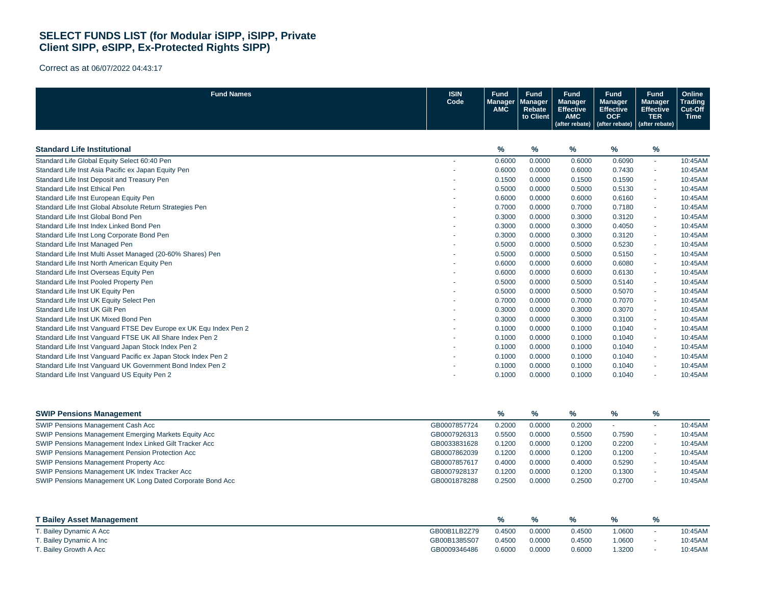# SELECT FUNDS LIST (for Modular iSIPP, iSIPP, Private Client SIPP, eSIPP, Ex-Protected Rights SIPP)

Correct as at 06/07/2022 04:43:17

| Fund Names | ISIN Code | Fund Manager AMC | Fund Manager Rebate to Client | Fund Manager Effective AMC (after rebate) | Fund Manager Effective OCF (after rebate) | Fund Manager Effective TER (after rebate) | Online Trading Cut-Off Time |
|---|---|---|---|---|---|---|---|
| **Standard Life Institutional** | | **%** | **%** | **%** | **%** | **%** | |
| Standard Life Global Equity Select 60:40 Pen | - | 0.6000 | 0.0000 | 0.6000 | 0.6090 | - | 10:45AM |
| Standard Life Inst Asia Pacific ex Japan Equity Pen | - | 0.6000 | 0.0000 | 0.6000 | 0.7430 | - | 10:45AM |
| Standard Life Inst Deposit and Treasury Pen | - | 0.1500 | 0.0000 | 0.1500 | 0.1590 | - | 10:45AM |
| Standard Life Inst Ethical Pen | - | 0.5000 | 0.0000 | 0.5000 | 0.5130 | - | 10:45AM |
| Standard Life Inst European Equity Pen | - | 0.6000 | 0.0000 | 0.6000 | 0.6160 | - | 10:45AM |
| Standard Life Inst Global Absolute Return Strategies Pen | - | 0.7000 | 0.0000 | 0.7000 | 0.7180 | - | 10:45AM |
| Standard Life Inst Global Bond Pen | - | 0.3000 | 0.0000 | 0.3000 | 0.3120 | - | 10:45AM |
| Standard Life Inst Index Linked Bond Pen | - | 0.3000 | 0.0000 | 0.3000 | 0.4050 | - | 10:45AM |
| Standard Life Inst Long Corporate Bond Pen | - | 0.3000 | 0.0000 | 0.3000 | 0.3120 | - | 10:45AM |
| Standard Life Inst Managed Pen | - | 0.5000 | 0.0000 | 0.5000 | 0.5230 | - | 10:45AM |
| Standard Life Inst Multi Asset Managed (20-60% Shares) Pen | - | 0.5000 | 0.0000 | 0.5000 | 0.5150 | - | 10:45AM |
| Standard Life Inst North American Equity Pen | - | 0.6000 | 0.0000 | 0.6000 | 0.6080 | - | 10:45AM |
| Standard Life Inst Overseas Equity Pen | - | 0.6000 | 0.0000 | 0.6000 | 0.6130 | - | 10:45AM |
| Standard Life Inst Pooled Property Pen | - | 0.5000 | 0.0000 | 0.5000 | 0.5140 | - | 10:45AM |
| Standard Life Inst UK Equity Pen | - | 0.5000 | 0.0000 | 0.5000 | 0.5070 | - | 10:45AM |
| Standard Life Inst UK Equity Select Pen | - | 0.7000 | 0.0000 | 0.7000 | 0.7070 | - | 10:45AM |
| Standard Life Inst UK Gilt Pen | - | 0.3000 | 0.0000 | 0.3000 | 0.3070 | - | 10:45AM |
| Standard Life Inst UK Mixed Bond Pen | - | 0.3000 | 0.0000 | 0.3000 | 0.3100 | - | 10:45AM |
| Standard Life Inst Vanguard FTSE Dev Europe ex UK Equ Index Pen 2 | - | 0.1000 | 0.0000 | 0.1000 | 0.1040 | - | 10:45AM |
| Standard Life Inst Vanguard FTSE UK All Share Index Pen 2 | - | 0.1000 | 0.0000 | 0.1000 | 0.1040 | - | 10:45AM |
| Standard Life Inst Vanguard Japan Stock Index Pen 2 | - | 0.1000 | 0.0000 | 0.1000 | 0.1040 | - | 10:45AM |
| Standard Life Inst Vanguard Pacific ex Japan Stock Index Pen 2 | - | 0.1000 | 0.0000 | 0.1000 | 0.1040 | - | 10:45AM |
| Standard Life Inst Vanguard UK Government Bond Index Pen 2 | - | 0.1000 | 0.0000 | 0.1000 | 0.1040 | - | 10:45AM |
| Standard Life Inst Vanguard US Equity Pen 2 | - | 0.1000 | 0.0000 | 0.1000 | 0.1040 | - | 10:45AM |
| **SWIP Pensions Management** | | **%** | **%** | **%** | **%** | **%** | |
| SWIP Pensions Management Cash Acc | GB0007857724 | 0.2000 | 0.0000 | 0.2000 | - | - | 10:45AM |
| SWIP Pensions Management Emerging Markets Equity Acc | GB0007926313 | 0.5500 | 0.0000 | 0.5500 | 0.7590 | - | 10:45AM |
| SWIP Pensions Management Index Linked Gilt Tracker Acc | GB0033831628 | 0.1200 | 0.0000 | 0.1200 | 0.2200 | - | 10:45AM |
| SWIP Pensions Management Pension Protection Acc | GB0007862039 | 0.1200 | 0.0000 | 0.1200 | 0.1200 | - | 10:45AM |
| SWIP Pensions Management Property Acc | GB0007857617 | 0.4000 | 0.0000 | 0.4000 | 0.5290 | - | 10:45AM |
| SWIP Pensions Management UK Index Tracker Acc | GB0007928137 | 0.1200 | 0.0000 | 0.1200 | 0.1300 | - | 10:45AM |
| SWIP Pensions Management UK Long Dated Corporate Bond Acc | GB0001878288 | 0.2500 | 0.0000 | 0.2500 | 0.2700 | - | 10:45AM |
| **T Bailey Asset Management** | | **%** | **%** | **%** | **%** | **%** | |
| T. Bailey Dynamic A Acc | GB00B1LB2Z79 | 0.4500 | 0.0000 | 0.4500 | 1.0600 | - | 10:45AM |
| T. Bailey Dynamic A Inc | GB00B1385S07 | 0.4500 | 0.0000 | 0.4500 | 1.0600 | - | 10:45AM |
| T. Bailey Growth A Acc | GB0009346486 | 0.6000 | 0.0000 | 0.6000 | 1.3200 | - | 10:45AM |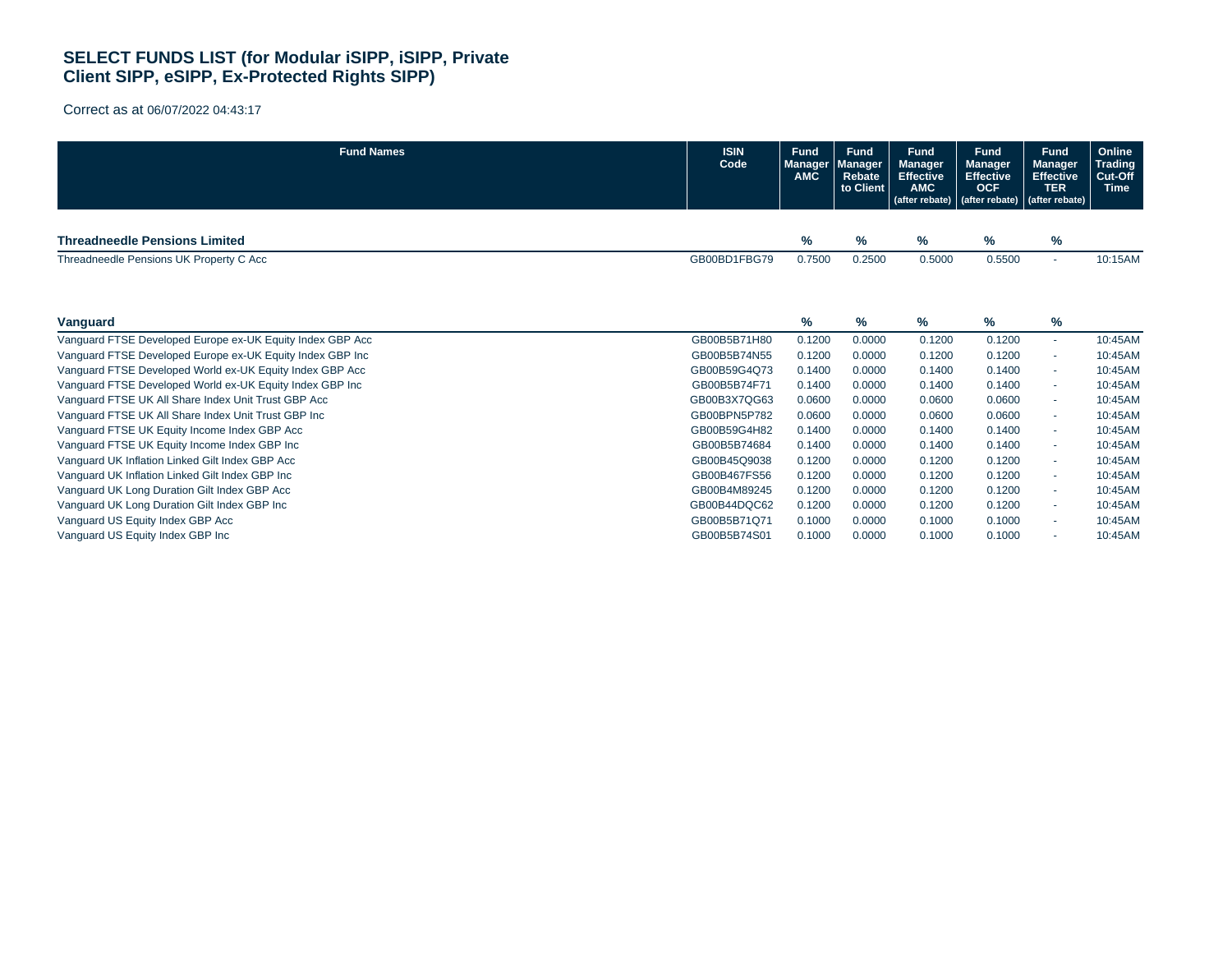# SELECT FUNDS LIST (for Modular iSIPP, iSIPP, Private Client SIPP, eSIPP, Ex-Protected Rights SIPP)

Correct as at 06/07/2022 04:43:17

| Fund Names | ISIN Code | Fund Manager AMC | Fund Manager Rebate to Client | Fund Manager Effective AMC (after rebate) | Fund Manager Effective OCF (after rebate) | Fund Manager Effective TER (after rebate) | Online Trading Cut-Off Time |
|---|---|---|---|---|---|---|---|
| **Threadneedle Pensions Limited** | | % | % | % | % | % | |
| Threadneedle Pensions UK Property C Acc | GB00BD1FBG79 | 0.7500 | 0.2500 | 0.5000 | 0.5500 | - | 10:15AM |
| **Vanguard** | | % | % | % | % | % | |
| Vanguard FTSE Developed Europe ex-UK Equity Index GBP Acc | GB00B5B71H80 | 0.1200 | 0.0000 | 0.1200 | 0.1200 | - | 10:45AM |
| Vanguard FTSE Developed Europe ex-UK Equity Index GBP Inc | GB00B5B74N55 | 0.1200 | 0.0000 | 0.1200 | 0.1200 | - | 10:45AM |
| Vanguard FTSE Developed World ex-UK Equity Index GBP Acc | GB00B59G4Q73 | 0.1400 | 0.0000 | 0.1400 | 0.1400 | - | 10:45AM |
| Vanguard FTSE Developed World ex-UK Equity Index GBP Inc | GB00B5B74F71 | 0.1400 | 0.0000 | 0.1400 | 0.1400 | - | 10:45AM |
| Vanguard FTSE UK All Share Index Unit Trust GBP Acc | GB00B3X7QG63 | 0.0600 | 0.0000 | 0.0600 | 0.0600 | - | 10:45AM |
| Vanguard FTSE UK All Share Index Unit Trust GBP Inc | GB00BPN5P782 | 0.0600 | 0.0000 | 0.0600 | 0.0600 | - | 10:45AM |
| Vanguard FTSE UK Equity Income Index GBP Acc | GB00B59G4H82 | 0.1400 | 0.0000 | 0.1400 | 0.1400 | - | 10:45AM |
| Vanguard FTSE UK Equity Income Index GBP Inc | GB00B5B74684 | 0.1400 | 0.0000 | 0.1400 | 0.1400 | - | 10:45AM |
| Vanguard UK Inflation Linked Gilt Index GBP Acc | GB00B45Q9038 | 0.1200 | 0.0000 | 0.1200 | 0.1200 | - | 10:45AM |
| Vanguard UK Inflation Linked Gilt Index GBP Inc | GB00B467FS56 | 0.1200 | 0.0000 | 0.1200 | 0.1200 | - | 10:45AM |
| Vanguard UK Long Duration Gilt Index GBP Acc | GB00B4M89245 | 0.1200 | 0.0000 | 0.1200 | 0.1200 | - | 10:45AM |
| Vanguard UK Long Duration Gilt Index GBP Inc | GB00B44DQC62 | 0.1200 | 0.0000 | 0.1200 | 0.1200 | - | 10:45AM |
| Vanguard US Equity Index GBP Acc | GB00B5B71Q71 | 0.1000 | 0.0000 | 0.1000 | 0.1000 | - | 10:45AM |
| Vanguard US Equity Index GBP Inc | GB00B5B74S01 | 0.1000 | 0.0000 | 0.1000 | 0.1000 | - | 10:45AM |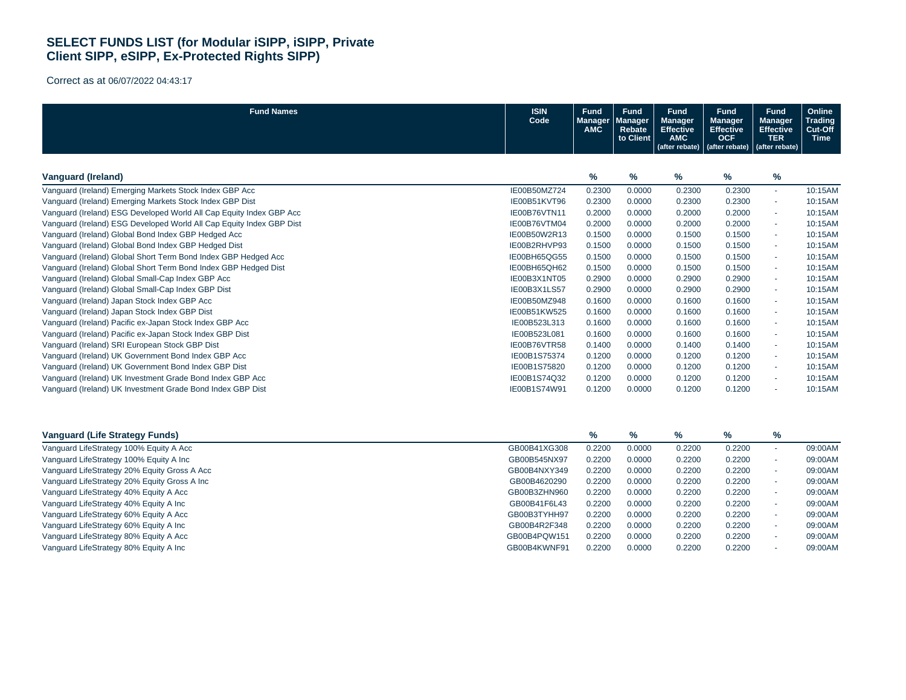# SELECT FUNDS LIST (for Modular iSIPP, iSIPP, Private Client SIPP, eSIPP, Ex-Protected Rights SIPP)

Correct as at 06/07/2022 04:43:17

| Fund Names | ISIN Code | Fund Manager AMC | Fund Manager Rebate to Client | Fund Manager Effective AMC (after rebate) | Fund Manager Effective OCF (after rebate) | Fund Manager Effective TER (after rebate) | Online Trading Cut-Off Time |
|---|---|---|---|---|---|---|---|
| **Vanguard (Ireland)** | | % | % | % | % | % | |
| Vanguard (Ireland) Emerging Markets Stock Index GBP Acc | IE00B50MZ724 | 0.2300 | 0.0000 | 0.2300 | 0.2300 | - | 10:15AM |
| Vanguard (Ireland) Emerging Markets Stock Index GBP Dist | IE00B51KVT96 | 0.2300 | 0.0000 | 0.2300 | 0.2300 | - | 10:15AM |
| Vanguard (Ireland) ESG Developed World All Cap Equity Index GBP Acc | IE00B76VTN11 | 0.2000 | 0.0000 | 0.2000 | 0.2000 | - | 10:15AM |
| Vanguard (Ireland) ESG Developed World All Cap Equity Index GBP Dist | IE00B76VTM04 | 0.2000 | 0.0000 | 0.2000 | 0.2000 | - | 10:15AM |
| Vanguard (Ireland) Global Bond Index GBP Hedged Acc | IE00B50W2R13 | 0.1500 | 0.0000 | 0.1500 | 0.1500 | - | 10:15AM |
| Vanguard (Ireland) Global Bond Index GBP Hedged Dist | IE00B2RHVP93 | 0.1500 | 0.0000 | 0.1500 | 0.1500 | - | 10:15AM |
| Vanguard (Ireland) Global Short Term Bond Index GBP Hedged Acc | IE00BH65QG55 | 0.1500 | 0.0000 | 0.1500 | 0.1500 | - | 10:15AM |
| Vanguard (Ireland) Global Short Term Bond Index GBP Hedged Dist | IE00BH65QH62 | 0.1500 | 0.0000 | 0.1500 | 0.1500 | - | 10:15AM |
| Vanguard (Ireland) Global Small-Cap Index GBP Acc | IE00B3X1NT05 | 0.2900 | 0.0000 | 0.2900 | 0.2900 | - | 10:15AM |
| Vanguard (Ireland) Global Small-Cap Index GBP Dist | IE00B3X1LS57 | 0.2900 | 0.0000 | 0.2900 | 0.2900 | - | 10:15AM |
| Vanguard (Ireland) Japan Stock Index GBP Acc | IE00B50MZ948 | 0.1600 | 0.0000 | 0.1600 | 0.1600 | - | 10:15AM |
| Vanguard (Ireland) Japan Stock Index GBP Dist | IE00B51KW525 | 0.1600 | 0.0000 | 0.1600 | 0.1600 | - | 10:15AM |
| Vanguard (Ireland) Pacific ex-Japan Stock Index GBP Acc | IE00B523L313 | 0.1600 | 0.0000 | 0.1600 | 0.1600 | - | 10:15AM |
| Vanguard (Ireland) Pacific ex-Japan Stock Index GBP Dist | IE00B523L081 | 0.1600 | 0.0000 | 0.1600 | 0.1600 | - | 10:15AM |
| Vanguard (Ireland) SRI European Stock GBP Dist | IE00B76VTR58 | 0.1400 | 0.0000 | 0.1400 | 0.1400 | - | 10:15AM |
| Vanguard (Ireland) UK Government Bond Index GBP Acc | IE00B1S75374 | 0.1200 | 0.0000 | 0.1200 | 0.1200 | - | 10:15AM |
| Vanguard (Ireland) UK Government Bond Index GBP Dist | IE00B1S75820 | 0.1200 | 0.0000 | 0.1200 | 0.1200 | - | 10:15AM |
| Vanguard (Ireland) UK Investment Grade Bond Index GBP Acc | IE00B1S74Q32 | 0.1200 | 0.0000 | 0.1200 | 0.1200 | - | 10:15AM |
| Vanguard (Ireland) UK Investment Grade Bond Index GBP Dist | IE00B1S74W91 | 0.1200 | 0.0000 | 0.1200 | 0.1200 | - | 10:15AM |
| **Vanguard (Life Strategy Funds)** | | % | % | % | % | % | |
| Vanguard LifeStrategy 100% Equity A Acc | GB00B41XG308 | 0.2200 | 0.0000 | 0.2200 | 0.2200 | - | 09:00AM |
| Vanguard LifeStrategy 100% Equity A Inc | GB00B545NX97 | 0.2200 | 0.0000 | 0.2200 | 0.2200 | - | 09:00AM |
| Vanguard LifeStrategy 20% Equity Gross A Acc | GB00B4NXY349 | 0.2200 | 0.0000 | 0.2200 | 0.2200 | - | 09:00AM |
| Vanguard LifeStrategy 20% Equity Gross A Inc | GB00B4620290 | 0.2200 | 0.0000 | 0.2200 | 0.2200 | - | 09:00AM |
| Vanguard LifeStrategy 40% Equity A Acc | GB00B3ZHN960 | 0.2200 | 0.0000 | 0.2200 | 0.2200 | - | 09:00AM |
| Vanguard LifeStrategy 40% Equity A Inc | GB00B41F6L43 | 0.2200 | 0.0000 | 0.2200 | 0.2200 | - | 09:00AM |
| Vanguard LifeStrategy 60% Equity A Acc | GB00B3TYHH97 | 0.2200 | 0.0000 | 0.2200 | 0.2200 | - | 09:00AM |
| Vanguard LifeStrategy 60% Equity A Inc | GB00B4R2F348 | 0.2200 | 0.0000 | 0.2200 | 0.2200 | - | 09:00AM |
| Vanguard LifeStrategy 80% Equity A Acc | GB00B4PQW151 | 0.2200 | 0.0000 | 0.2200 | 0.2200 | - | 09:00AM |
| Vanguard LifeStrategy 80% Equity A Inc | GB00B4KWNF91 | 0.2200 | 0.0000 | 0.2200 | 0.2200 | - | 09:00AM |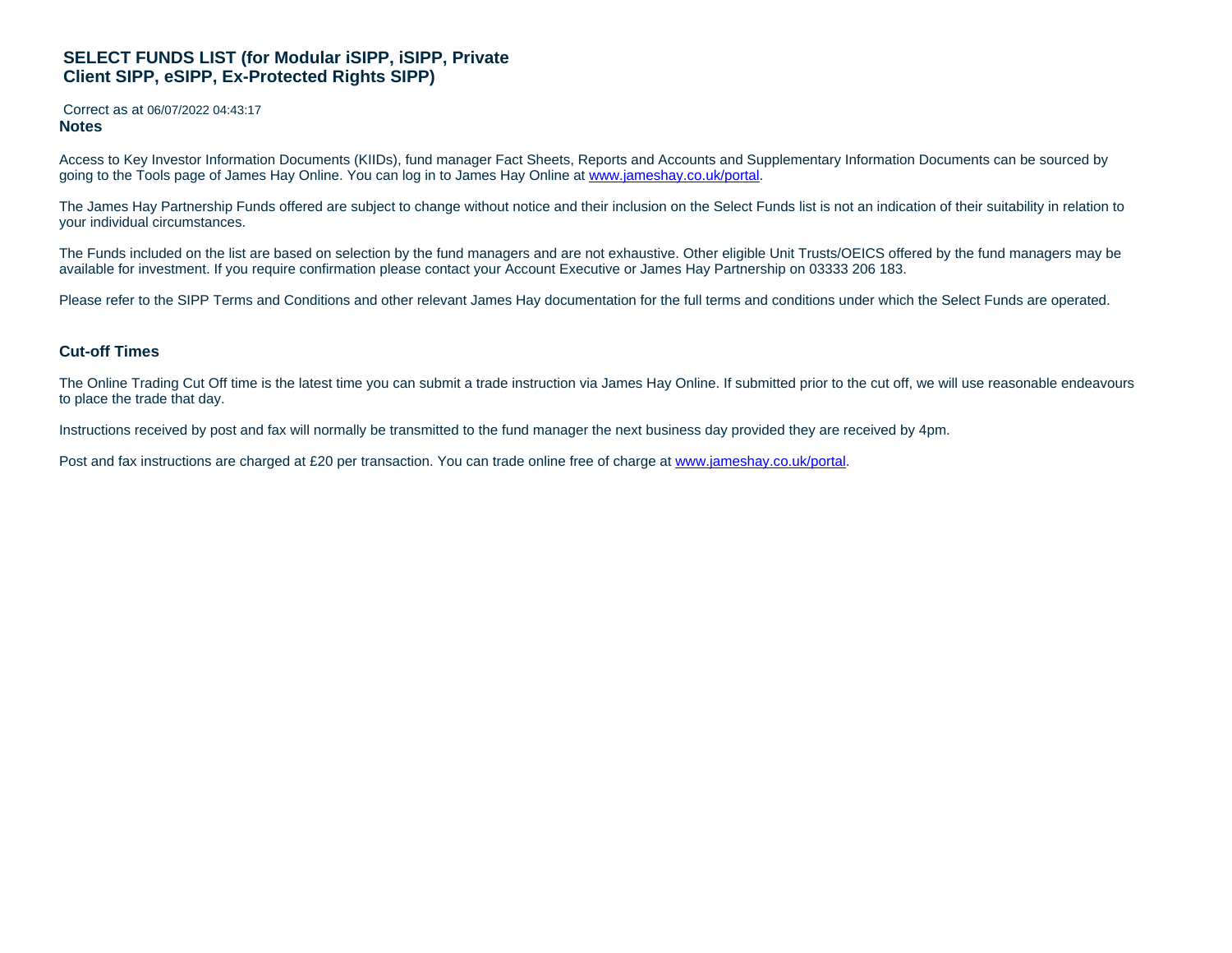## SELECT FUNDS LIST (for Modular iSIPP, iSIPP, Private Client SIPP, eSIPP, Ex-Protected Rights SIPP)

Correct as at 06/07/2022 04:43:17

### Notes

Access to Key Investor Information Documents (KIIDs), fund manager Fact Sheets, Reports and Accounts and Supplementary Information Documents can be sourced by going to the Tools page of James Hay Online. You can log in to James Hay Online at [www.jameshay.co.uk/portal](www.jameshay.co.uk/portal).

The James Hay Partnership Funds offered are subject to change without notice and their inclusion on the Select Funds list is not an indication of their suitability in relation to your individual circumstances.

The Funds included on the list are based on selection by the fund managers and are not exhaustive. Other eligible Unit Trusts/OEICS offered by the fund managers may be available for investment. If you require confirmation please contact your Account Executive or James Hay Partnership on 03333 206 183.

Please refer to the SIPP Terms and Conditions and other relevant James Hay documentation for the full terms and conditions under which the Select Funds are operated.

### Cut-off Times

The Online Trading Cut Off time is the latest time you can submit a trade instruction via James Hay Online. If submitted prior to the cut off, we will use reasonable endeavours to place the trade that day.

Instructions received by post and fax will normally be transmitted to the fund manager the next business day provided they are received by 4pm.

Post and fax instructions are charged at £20 per transaction. You can trade online free of charge at [www.jameshay.co.uk/portal](www.jameshay.co.uk/portal).